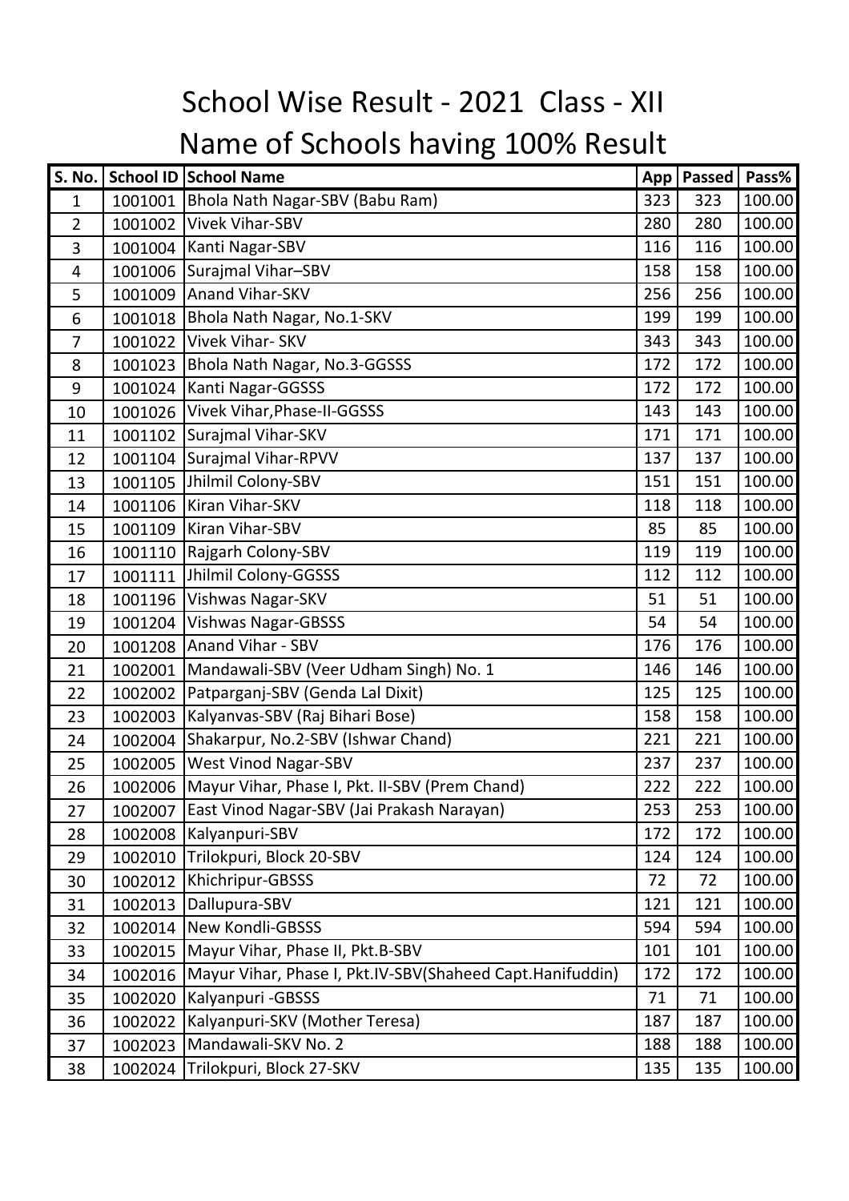# School Wise Result - 2021 Class - XII

## Name of Schools having 100% Result

| S. No. | School ID | School Name | App | Passed | Pass% |
|---|---|---|---|---|---|
| 1 | 1001001 | Bhola Nath Nagar-SBV (Babu Ram) | 323 | 323 | 100.00 |
| 2 | 1001002 | Vivek Vihar-SBV | 280 | 280 | 100.00 |
| 3 | 1001004 | Kanti Nagar-SBV | 116 | 116 | 100.00 |
| 4 | 1001006 | Surajmal Vihar–SBV | 158 | 158 | 100.00 |
| 5 | 1001009 | Anand Vihar-SKV | 256 | 256 | 100.00 |
| 6 | 1001018 | Bhola Nath Nagar, No.1-SKV | 199 | 199 | 100.00 |
| 7 | 1001022 | Vivek Vihar- SKV | 343 | 343 | 100.00 |
| 8 | 1001023 | Bhola Nath Nagar, No.3-GGSSS | 172 | 172 | 100.00 |
| 9 | 1001024 | Kanti Nagar-GGSSS | 172 | 172 | 100.00 |
| 10 | 1001026 | Vivek Vihar,Phase-II-GGSSS | 143 | 143 | 100.00 |
| 11 | 1001102 | Surajmal Vihar-SKV | 171 | 171 | 100.00 |
| 12 | 1001104 | Surajmal Vihar-RPVV | 137 | 137 | 100.00 |
| 13 | 1001105 | Jhilmil Colony-SBV | 151 | 151 | 100.00 |
| 14 | 1001106 | Kiran Vihar-SKV | 118 | 118 | 100.00 |
| 15 | 1001109 | Kiran Vihar-SBV | 85 | 85 | 100.00 |
| 16 | 1001110 | Rajgarh Colony-SBV | 119 | 119 | 100.00 |
| 17 | 1001111 | Jhilmil Colony-GGSSS | 112 | 112 | 100.00 |
| 18 | 1001196 | Vishwas Nagar-SKV | 51 | 51 | 100.00 |
| 19 | 1001204 | Vishwas Nagar-GBSSS | 54 | 54 | 100.00 |
| 20 | 1001208 | Anand Vihar - SBV | 176 | 176 | 100.00 |
| 21 | 1002001 | Mandawali-SBV (Veer Udham Singh) No. 1 | 146 | 146 | 100.00 |
| 22 | 1002002 | Patparganj-SBV (Genda Lal Dixit) | 125 | 125 | 100.00 |
| 23 | 1002003 | Kalyanvas-SBV (Raj Bihari Bose) | 158 | 158 | 100.00 |
| 24 | 1002004 | Shakarpur, No.2-SBV (Ishwar Chand) | 221 | 221 | 100.00 |
| 25 | 1002005 | West Vinod Nagar-SBV | 237 | 237 | 100.00 |
| 26 | 1002006 | Mayur Vihar, Phase I, Pkt. II-SBV (Prem Chand) | 222 | 222 | 100.00 |
| 27 | 1002007 | East Vinod Nagar-SBV (Jai Prakash Narayan) | 253 | 253 | 100.00 |
| 28 | 1002008 | Kalyanpuri-SBV | 172 | 172 | 100.00 |
| 29 | 1002010 | Trilokpuri, Block 20-SBV | 124 | 124 | 100.00 |
| 30 | 1002012 | Khichripur-GBSSS | 72 | 72 | 100.00 |
| 31 | 1002013 | Dallupura-SBV | 121 | 121 | 100.00 |
| 32 | 1002014 | New Kondli-GBSSS | 594 | 594 | 100.00 |
| 33 | 1002015 | Mayur Vihar, Phase II, Pkt.B-SBV | 101 | 101 | 100.00 |
| 34 | 1002016 | Mayur Vihar, Phase I, Pkt.IV-SBV(Shaheed Capt.Hanifuddin) | 172 | 172 | 100.00 |
| 35 | 1002020 | Kalyanpuri -GBSSS | 71 | 71 | 100.00 |
| 36 | 1002022 | Kalyanpuri-SKV (Mother Teresa) | 187 | 187 | 100.00 |
| 37 | 1002023 | Mandawali-SKV No. 2 | 188 | 188 | 100.00 |
| 38 | 1002024 | Trilokpuri, Block 27-SKV | 135 | 135 | 100.00 |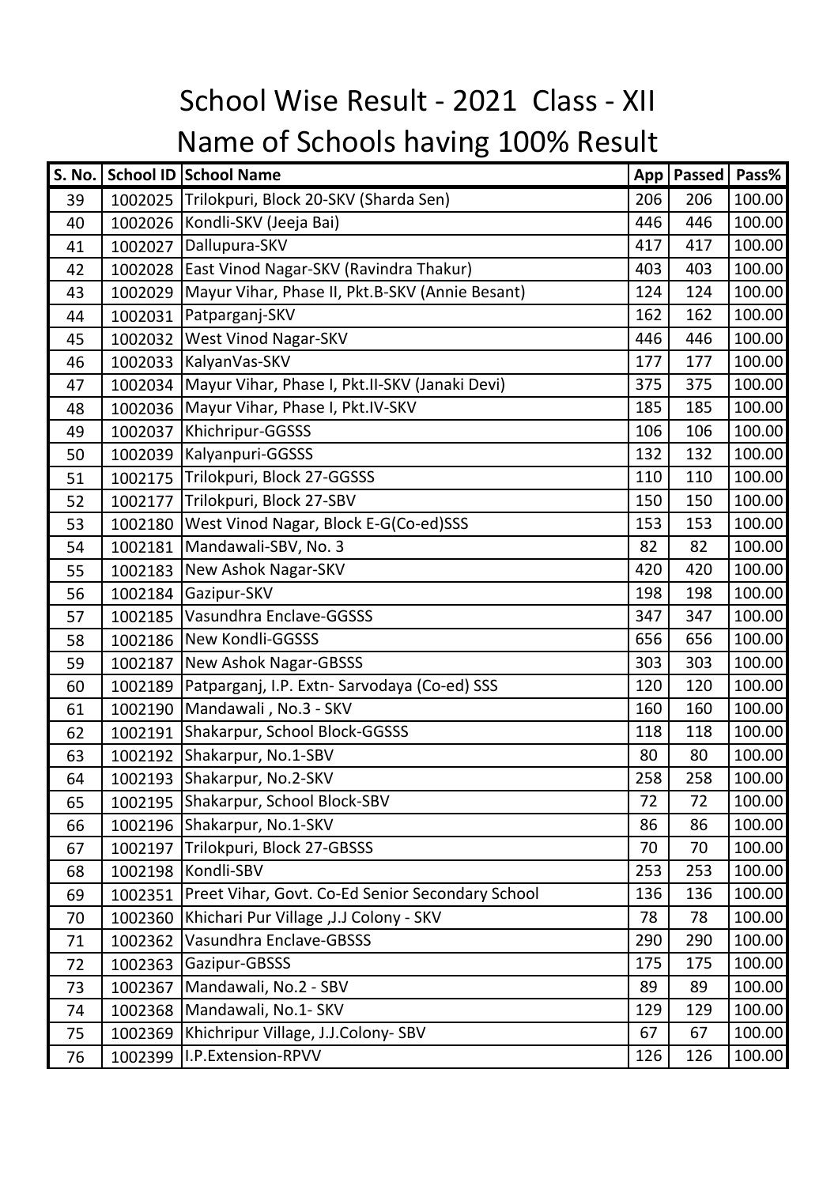# School Wise Result - 2021 Class - XII
## Name of Schools having 100% Result

| S. No. | School ID | School Name | App | Passed | Pass% |
|---|---|---|---|---|---|
| 39 | 1002025 | Trilokpuri, Block 20-SKV (Sharda Sen) | 206 | 206 | 100.00 |
| 40 | 1002026 | Kondli-SKV (Jeeja Bai) | 446 | 446 | 100.00 |
| 41 | 1002027 | Dallupura-SKV | 417 | 417 | 100.00 |
| 42 | 1002028 | East Vinod Nagar-SKV (Ravindra Thakur) | 403 | 403 | 100.00 |
| 43 | 1002029 | Mayur Vihar, Phase II, Pkt.B-SKV (Annie Besant) | 124 | 124 | 100.00 |
| 44 | 1002031 | Patparganj-SKV | 162 | 162 | 100.00 |
| 45 | 1002032 | West Vinod Nagar-SKV | 446 | 446 | 100.00 |
| 46 | 1002033 | KalyanVas-SKV | 177 | 177 | 100.00 |
| 47 | 1002034 | Mayur Vihar, Phase I, Pkt.II-SKV (Janaki Devi) | 375 | 375 | 100.00 |
| 48 | 1002036 | Mayur Vihar, Phase I, Pkt.IV-SKV | 185 | 185 | 100.00 |
| 49 | 1002037 | Khichripur-GGSSS | 106 | 106 | 100.00 |
| 50 | 1002039 | Kalyanpuri-GGSSS | 132 | 132 | 100.00 |
| 51 | 1002175 | Trilokpuri, Block 27-GGSSS | 110 | 110 | 100.00 |
| 52 | 1002177 | Trilokpuri, Block 27-SBV | 150 | 150 | 100.00 |
| 53 | 1002180 | West Vinod Nagar, Block E-G(Co-ed)SSS | 153 | 153 | 100.00 |
| 54 | 1002181 | Mandawali-SBV, No. 3 | 82 | 82 | 100.00 |
| 55 | 1002183 | New Ashok Nagar-SKV | 420 | 420 | 100.00 |
| 56 | 1002184 | Gazipur-SKV | 198 | 198 | 100.00 |
| 57 | 1002185 | Vasundhra Enclave-GGSSS | 347 | 347 | 100.00 |
| 58 | 1002186 | New Kondli-GGSSS | 656 | 656 | 100.00 |
| 59 | 1002187 | New Ashok Nagar-GBSSS | 303 | 303 | 100.00 |
| 60 | 1002189 | Patparganj, I.P. Extn- Sarvodaya (Co-ed) SSS | 120 | 120 | 100.00 |
| 61 | 1002190 | Mandawali , No.3 - SKV | 160 | 160 | 100.00 |
| 62 | 1002191 | Shakarpur, School Block-GGSSS | 118 | 118 | 100.00 |
| 63 | 1002192 | Shakarpur, No.1-SBV | 80 | 80 | 100.00 |
| 64 | 1002193 | Shakarpur, No.2-SKV | 258 | 258 | 100.00 |
| 65 | 1002195 | Shakarpur, School Block-SBV | 72 | 72 | 100.00 |
| 66 | 1002196 | Shakarpur, No.1-SKV | 86 | 86 | 100.00 |
| 67 | 1002197 | Trilokpuri, Block 27-GBSSS | 70 | 70 | 100.00 |
| 68 | 1002198 | Kondli-SBV | 253 | 253 | 100.00 |
| 69 | 1002351 | Preet Vihar, Govt. Co-Ed Senior Secondary School | 136 | 136 | 100.00 |
| 70 | 1002360 | Khichari Pur Village ,J.J Colony - SKV | 78 | 78 | 100.00 |
| 71 | 1002362 | Vasundhra Enclave-GBSSS | 290 | 290 | 100.00 |
| 72 | 1002363 | Gazipur-GBSSS | 175 | 175 | 100.00 |
| 73 | 1002367 | Mandawali, No.2 - SBV | 89 | 89 | 100.00 |
| 74 | 1002368 | Mandawali, No.1- SKV | 129 | 129 | 100.00 |
| 75 | 1002369 | Khichripur Village, J.J.Colony- SBV | 67 | 67 | 100.00 |
| 76 | 1002399 | I.P.Extension-RPVV | 126 | 126 | 100.00 |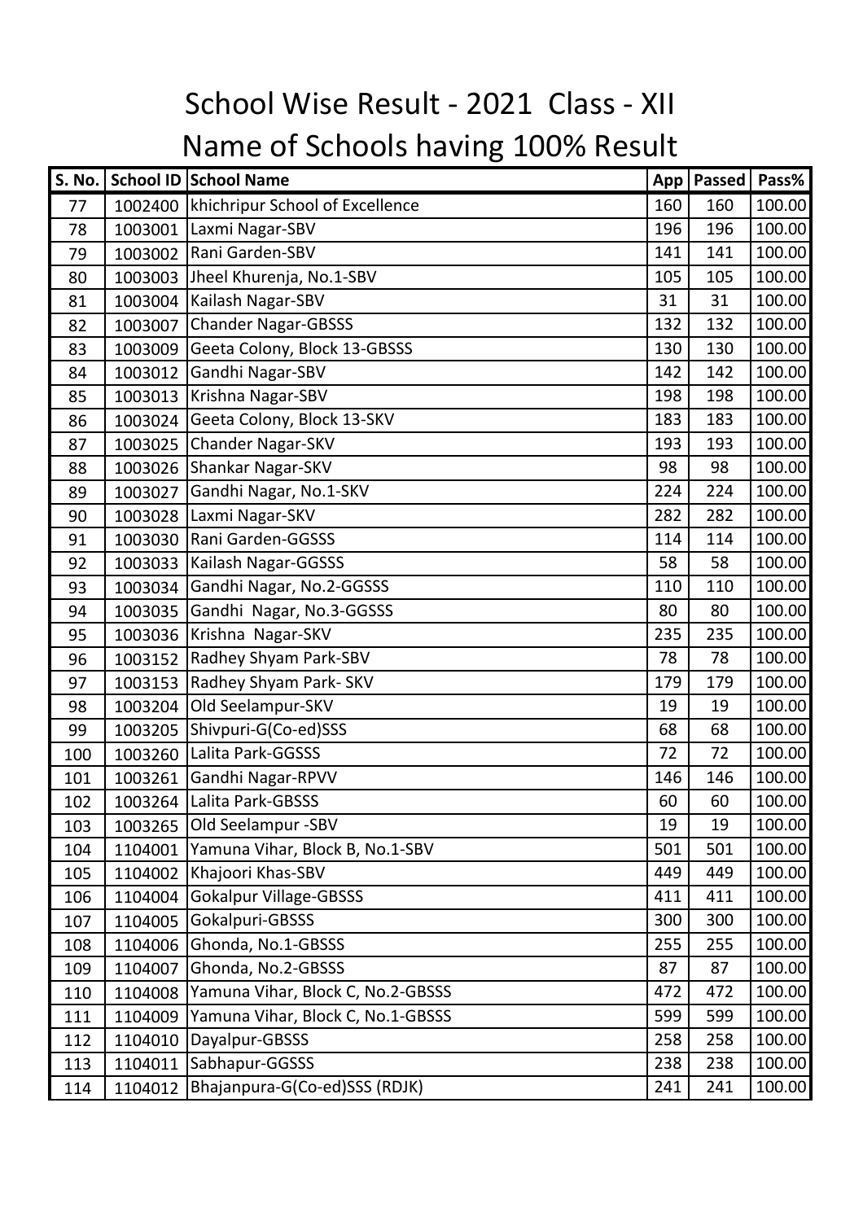# School Wise Result - 2021 Class - XII

## Name of Schools having 100% Result

| S. No. | School ID | School Name | App | Passed | Pass% |
|---|---|---|---|---|---|
| 77 | 1002400 | khichripur School of Excellence | 160 | 160 | 100.00 |
| 78 | 1003001 | Laxmi Nagar-SBV | 196 | 196 | 100.00 |
| 79 | 1003002 | Rani Garden-SBV | 141 | 141 | 100.00 |
| 80 | 1003003 | Jheel Khurenja, No.1-SBV | 105 | 105 | 100.00 |
| 81 | 1003004 | Kailash Nagar-SBV | 31 | 31 | 100.00 |
| 82 | 1003007 | Chander Nagar-GBSSS | 132 | 132 | 100.00 |
| 83 | 1003009 | Geeta Colony, Block 13-GBSSS | 130 | 130 | 100.00 |
| 84 | 1003012 | Gandhi Nagar-SBV | 142 | 142 | 100.00 |
| 85 | 1003013 | Krishna Nagar-SBV | 198 | 198 | 100.00 |
| 86 | 1003024 | Geeta Colony, Block 13-SKV | 183 | 183 | 100.00 |
| 87 | 1003025 | Chander Nagar-SKV | 193 | 193 | 100.00 |
| 88 | 1003026 | Shankar Nagar-SKV | 98 | 98 | 100.00 |
| 89 | 1003027 | Gandhi Nagar, No.1-SKV | 224 | 224 | 100.00 |
| 90 | 1003028 | Laxmi Nagar-SKV | 282 | 282 | 100.00 |
| 91 | 1003030 | Rani Garden-GGSSS | 114 | 114 | 100.00 |
| 92 | 1003033 | Kailash Nagar-GGSSS | 58 | 58 | 100.00 |
| 93 | 1003034 | Gandhi Nagar, No.2-GGSSS | 110 | 110 | 100.00 |
| 94 | 1003035 | Gandhi  Nagar, No.3-GGSSS | 80 | 80 | 100.00 |
| 95 | 1003036 | Krishna  Nagar-SKV | 235 | 235 | 100.00 |
| 96 | 1003152 | Radhey Shyam Park-SBV | 78 | 78 | 100.00 |
| 97 | 1003153 | Radhey Shyam Park- SKV | 179 | 179 | 100.00 |
| 98 | 1003204 | Old Seelampur-SKV | 19 | 19 | 100.00 |
| 99 | 1003205 | Shivpuri-G(Co-ed)SSS | 68 | 68 | 100.00 |
| 100 | 1003260 | Lalita Park-GGSSS | 72 | 72 | 100.00 |
| 101 | 1003261 | Gandhi Nagar-RPVV | 146 | 146 | 100.00 |
| 102 | 1003264 | Lalita Park-GBSSS | 60 | 60 | 100.00 |
| 103 | 1003265 | Old Seelampur -SBV | 19 | 19 | 100.00 |
| 104 | 1104001 | Yamuna Vihar, Block B, No.1-SBV | 501 | 501 | 100.00 |
| 105 | 1104002 | Khajoori Khas-SBV | 449 | 449 | 100.00 |
| 106 | 1104004 | Gokalpur Village-GBSSS | 411 | 411 | 100.00 |
| 107 | 1104005 | Gokalpuri-GBSSS | 300 | 300 | 100.00 |
| 108 | 1104006 | Ghonda, No.1-GBSSS | 255 | 255 | 100.00 |
| 109 | 1104007 | Ghonda, No.2-GBSSS | 87 | 87 | 100.00 |
| 110 | 1104008 | Yamuna Vihar, Block C, No.2-GBSSS | 472 | 472 | 100.00 |
| 111 | 1104009 | Yamuna Vihar, Block C, No.1-GBSSS | 599 | 599 | 100.00 |
| 112 | 1104010 | Dayalpur-GBSSS | 258 | 258 | 100.00 |
| 113 | 1104011 | Sabhapur-GGSSS | 238 | 238 | 100.00 |
| 114 | 1104012 | Bhajanpura-G(Co-ed)SSS (RDJK) | 241 | 241 | 100.00 |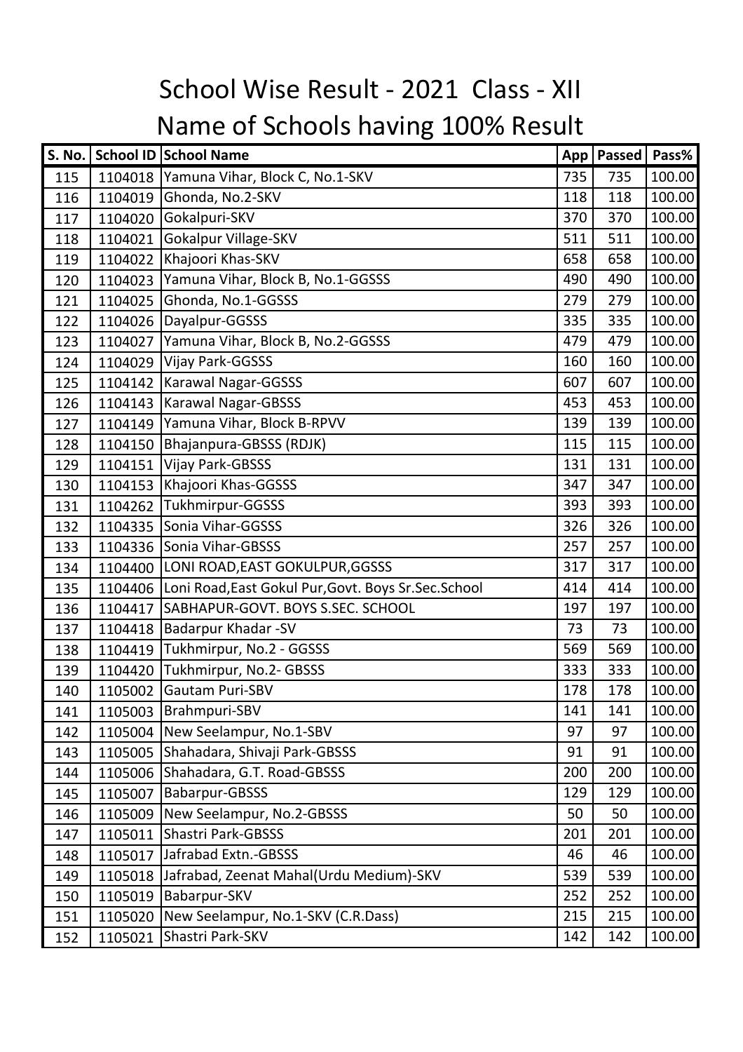# School Wise Result - 2021 Class - XII

## Name of Schools having 100% Result

| S. No. | School ID | School Name | App | Passed | Pass% |
|---|---|---|---|---|---|
| 115 | 1104018 | Yamuna Vihar, Block C, No.1-SKV | 735 | 735 | 100.00 |
| 116 | 1104019 | Ghonda, No.2-SKV | 118 | 118 | 100.00 |
| 117 | 1104020 | Gokalpuri-SKV | 370 | 370 | 100.00 |
| 118 | 1104021 | Gokalpur Village-SKV | 511 | 511 | 100.00 |
| 119 | 1104022 | Khajoori Khas-SKV | 658 | 658 | 100.00 |
| 120 | 1104023 | Yamuna Vihar, Block B, No.1-GGSSS | 490 | 490 | 100.00 |
| 121 | 1104025 | Ghonda, No.1-GGSSS | 279 | 279 | 100.00 |
| 122 | 1104026 | Dayalpur-GGSSS | 335 | 335 | 100.00 |
| 123 | 1104027 | Yamuna Vihar, Block B, No.2-GGSSS | 479 | 479 | 100.00 |
| 124 | 1104029 | Vijay Park-GGSSS | 160 | 160 | 100.00 |
| 125 | 1104142 | Karawal Nagar-GGSSS | 607 | 607 | 100.00 |
| 126 | 1104143 | Karawal Nagar-GBSSS | 453 | 453 | 100.00 |
| 127 | 1104149 | Yamuna Vihar, Block B-RPVV | 139 | 139 | 100.00 |
| 128 | 1104150 | Bhajanpura-GBSSS (RDJK) | 115 | 115 | 100.00 |
| 129 | 1104151 | Vijay Park-GBSSS | 131 | 131 | 100.00 |
| 130 | 1104153 | Khajoori Khas-GGSSS | 347 | 347 | 100.00 |
| 131 | 1104262 | Tukhmirpur-GGSSS | 393 | 393 | 100.00 |
| 132 | 1104335 | Sonia Vihar-GGSSS | 326 | 326 | 100.00 |
| 133 | 1104336 | Sonia Vihar-GBSSS | 257 | 257 | 100.00 |
| 134 | 1104400 | LONI ROAD,EAST GOKULPUR,GGSSS | 317 | 317 | 100.00 |
| 135 | 1104406 | Loni Road,East Gokul Pur,Govt. Boys Sr.Sec.School | 414 | 414 | 100.00 |
| 136 | 1104417 | SABHAPUR-GOVT. BOYS S.SEC. SCHOOL | 197 | 197 | 100.00 |
| 137 | 1104418 | Badarpur Khadar -SV | 73 | 73 | 100.00 |
| 138 | 1104419 | Tukhmirpur, No.2 - GGSSS | 569 | 569 | 100.00 |
| 139 | 1104420 | Tukhmirpur, No.2- GBSSS | 333 | 333 | 100.00 |
| 140 | 1105002 | Gautam Puri-SBV | 178 | 178 | 100.00 |
| 141 | 1105003 | Brahmpuri-SBV | 141 | 141 | 100.00 |
| 142 | 1105004 | New Seelampur, No.1-SBV | 97 | 97 | 100.00 |
| 143 | 1105005 | Shahadara, Shivaji Park-GBSSS | 91 | 91 | 100.00 |
| 144 | 1105006 | Shahadara, G.T. Road-GBSSS | 200 | 200 | 100.00 |
| 145 | 1105007 | Babarpur-GBSSS | 129 | 129 | 100.00 |
| 146 | 1105009 | New Seelampur, No.2-GBSSS | 50 | 50 | 100.00 |
| 147 | 1105011 | Shastri Park-GBSSS | 201 | 201 | 100.00 |
| 148 | 1105017 | Jafrabad Extn.-GBSSS | 46 | 46 | 100.00 |
| 149 | 1105018 | Jafrabad, Zeenat Mahal(Urdu Medium)-SKV | 539 | 539 | 100.00 |
| 150 | 1105019 | Babarpur-SKV | 252 | 252 | 100.00 |
| 151 | 1105020 | New Seelampur, No.1-SKV (C.R.Dass) | 215 | 215 | 100.00 |
| 152 | 1105021 | Shastri Park-SKV | 142 | 142 | 100.00 |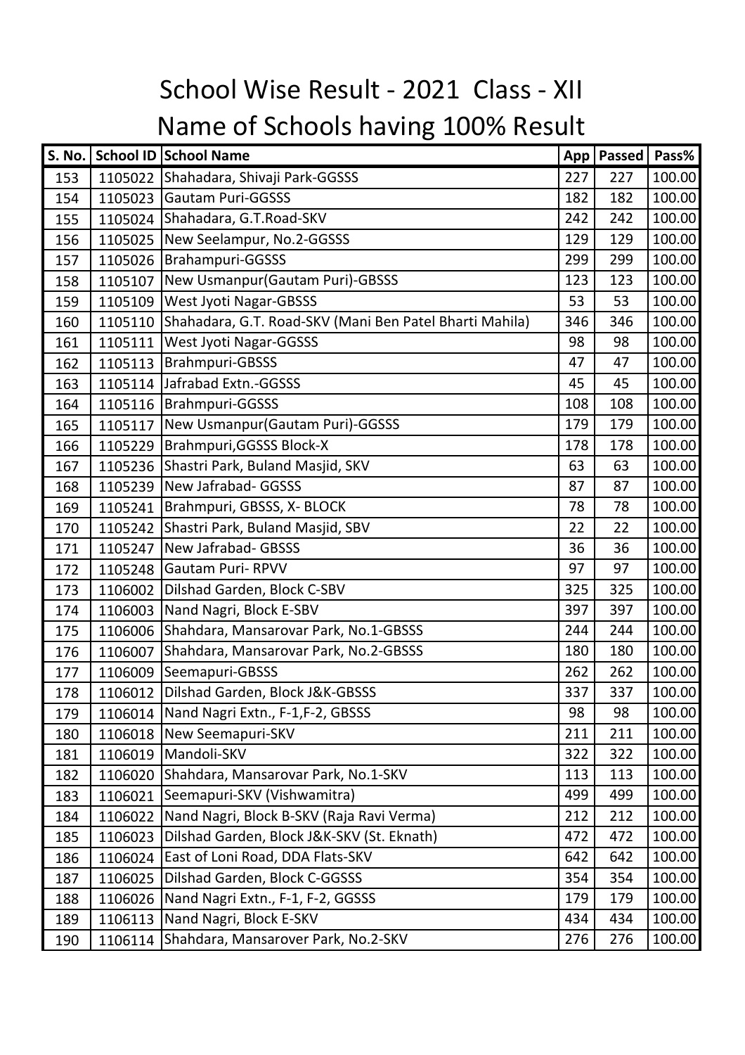# School Wise Result - 2021 Class - XII

## Name of Schools having 100% Result

| S. No. | School ID | School Name | App | Passed | Pass% |
|---|---|---|---|---|---|
| 153 | 1105022 | Shahadara, Shivaji Park-GGSSS | 227 | 227 | 100.00 |
| 154 | 1105023 | Gautam Puri-GGSSS | 182 | 182 | 100.00 |
| 155 | 1105024 | Shahadara, G.T.Road-SKV | 242 | 242 | 100.00 |
| 156 | 1105025 | New Seelampur, No.2-GGSSS | 129 | 129 | 100.00 |
| 157 | 1105026 | Brahampuri-GGSSS | 299 | 299 | 100.00 |
| 158 | 1105107 | New Usmanpur(Gautam Puri)-GBSSS | 123 | 123 | 100.00 |
| 159 | 1105109 | West Jyoti Nagar-GBSSS | 53 | 53 | 100.00 |
| 160 | 1105110 | Shahadara, G.T. Road-SKV (Mani Ben Patel Bharti Mahila) | 346 | 346 | 100.00 |
| 161 | 1105111 | West Jyoti Nagar-GGSSS | 98 | 98 | 100.00 |
| 162 | 1105113 | Brahmpuri-GBSSS | 47 | 47 | 100.00 |
| 163 | 1105114 | Jafrabad Extn.-GGSSS | 45 | 45 | 100.00 |
| 164 | 1105116 | Brahmpuri-GGSSS | 108 | 108 | 100.00 |
| 165 | 1105117 | New Usmanpur(Gautam Puri)-GGSSS | 179 | 179 | 100.00 |
| 166 | 1105229 | Brahmpuri,GGSSS Block-X | 178 | 178 | 100.00 |
| 167 | 1105236 | Shastri Park, Buland Masjid, SKV | 63 | 63 | 100.00 |
| 168 | 1105239 | New Jafrabad- GGSSS | 87 | 87 | 100.00 |
| 169 | 1105241 | Brahmpuri, GBSSS, X- BLOCK | 78 | 78 | 100.00 |
| 170 | 1105242 | Shastri Park, Buland Masjid, SBV | 22 | 22 | 100.00 |
| 171 | 1105247 | New Jafrabad- GBSSS | 36 | 36 | 100.00 |
| 172 | 1105248 | Gautam Puri- RPVV | 97 | 97 | 100.00 |
| 173 | 1106002 | Dilshad Garden, Block C-SBV | 325 | 325 | 100.00 |
| 174 | 1106003 | Nand Nagri, Block E-SBV | 397 | 397 | 100.00 |
| 175 | 1106006 | Shahdara, Mansarovar Park, No.1-GBSSS | 244 | 244 | 100.00 |
| 176 | 1106007 | Shahdara, Mansarovar Park, No.2-GBSSS | 180 | 180 | 100.00 |
| 177 | 1106009 | Seemapuri-GBSSS | 262 | 262 | 100.00 |
| 178 | 1106012 | Dilshad Garden, Block J&K-GBSSS | 337 | 337 | 100.00 |
| 179 | 1106014 | Nand Nagri Extn., F-1,F-2, GBSSS | 98 | 98 | 100.00 |
| 180 | 1106018 | New Seemapuri-SKV | 211 | 211 | 100.00 |
| 181 | 1106019 | Mandoli-SKV | 322 | 322 | 100.00 |
| 182 | 1106020 | Shahdara, Mansarovar Park, No.1-SKV | 113 | 113 | 100.00 |
| 183 | 1106021 | Seemapuri-SKV (Vishwamitra) | 499 | 499 | 100.00 |
| 184 | 1106022 | Nand Nagri, Block B-SKV (Raja Ravi Verma) | 212 | 212 | 100.00 |
| 185 | 1106023 | Dilshad Garden, Block J&K-SKV (St. Eknath) | 472 | 472 | 100.00 |
| 186 | 1106024 | East of Loni Road, DDA Flats-SKV | 642 | 642 | 100.00 |
| 187 | 1106025 | Dilshad Garden, Block C-GGSSS | 354 | 354 | 100.00 |
| 188 | 1106026 | Nand Nagri Extn., F-1, F-2, GGSSS | 179 | 179 | 100.00 |
| 189 | 1106113 | Nand Nagri, Block E-SKV | 434 | 434 | 100.00 |
| 190 | 1106114 | Shahdara, Mansarover Park, No.2-SKV | 276 | 276 | 100.00 |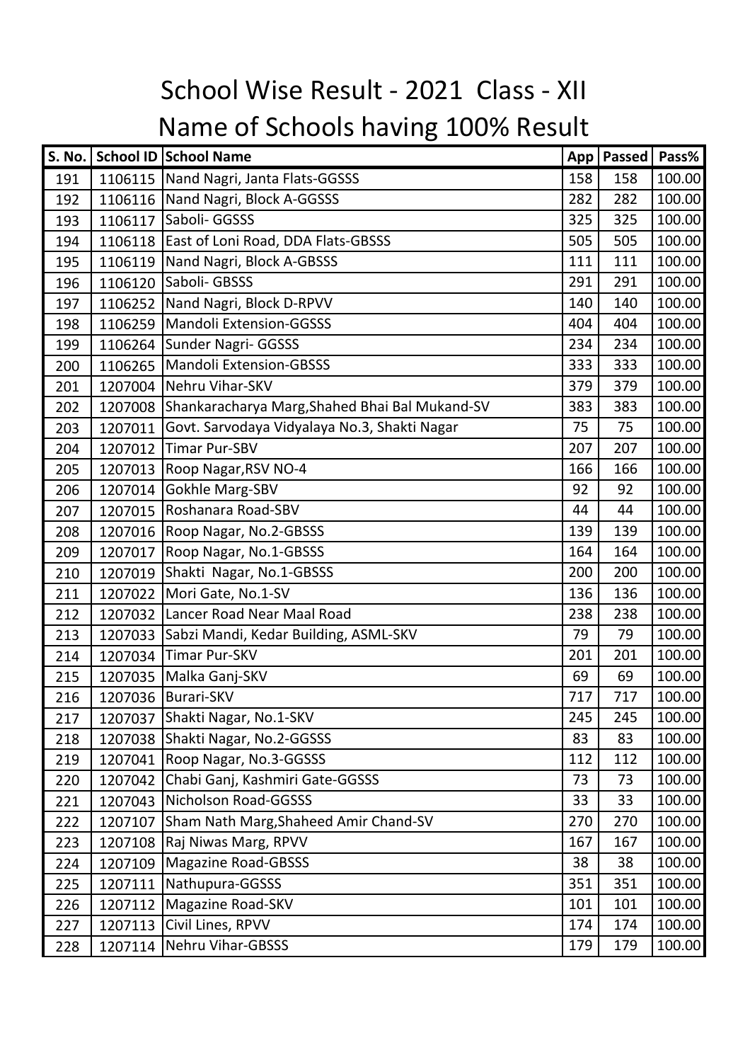# School Wise Result - 2021 Class - XII

## Name of Schools having 100% Result

| S. No. | School ID | School Name | App | Passed | Pass% |
|---|---|---|---|---|---|
| 191 | 1106115 | Nand Nagri, Janta Flats-GGSSS | 158 | 158 | 100.00 |
| 192 | 1106116 | Nand Nagri, Block A-GGSSS | 282 | 282 | 100.00 |
| 193 | 1106117 | Saboli- GGSSS | 325 | 325 | 100.00 |
| 194 | 1106118 | East of Loni Road, DDA Flats-GBSSS | 505 | 505 | 100.00 |
| 195 | 1106119 | Nand Nagri, Block A-GBSSS | 111 | 111 | 100.00 |
| 196 | 1106120 | Saboli- GBSSS | 291 | 291 | 100.00 |
| 197 | 1106252 | Nand Nagri, Block D-RPVV | 140 | 140 | 100.00 |
| 198 | 1106259 | Mandoli Extension-GGSSS | 404 | 404 | 100.00 |
| 199 | 1106264 | Sunder Nagri- GGSSS | 234 | 234 | 100.00 |
| 200 | 1106265 | Mandoli Extension-GBSSS | 333 | 333 | 100.00 |
| 201 | 1207004 | Nehru Vihar-SKV | 379 | 379 | 100.00 |
| 202 | 1207008 | Shankaracharya Marg,Shahed Bhai Bal Mukand-SV | 383 | 383 | 100.00 |
| 203 | 1207011 | Govt. Sarvodaya Vidyalaya No.3, Shakti Nagar | 75 | 75 | 100.00 |
| 204 | 1207012 | Timar Pur-SBV | 207 | 207 | 100.00 |
| 205 | 1207013 | Roop Nagar,RSV NO-4 | 166 | 166 | 100.00 |
| 206 | 1207014 | Gokhle Marg-SBV | 92 | 92 | 100.00 |
| 207 | 1207015 | Roshanara Road-SBV | 44 | 44 | 100.00 |
| 208 | 1207016 | Roop Nagar, No.2-GBSSS | 139 | 139 | 100.00 |
| 209 | 1207017 | Roop Nagar, No.1-GBSSS | 164 | 164 | 100.00 |
| 210 | 1207019 | Shakti Nagar, No.1-GBSSS | 200 | 200 | 100.00 |
| 211 | 1207022 | Mori Gate, No.1-SV | 136 | 136 | 100.00 |
| 212 | 1207032 | Lancer Road Near Maal Road | 238 | 238 | 100.00 |
| 213 | 1207033 | Sabzi Mandi, Kedar Building, ASML-SKV | 79 | 79 | 100.00 |
| 214 | 1207034 | Timar Pur-SKV | 201 | 201 | 100.00 |
| 215 | 1207035 | Malka Ganj-SKV | 69 | 69 | 100.00 |
| 216 | 1207036 | Burari-SKV | 717 | 717 | 100.00 |
| 217 | 1207037 | Shakti Nagar, No.1-SKV | 245 | 245 | 100.00 |
| 218 | 1207038 | Shakti Nagar, No.2-GGSSS | 83 | 83 | 100.00 |
| 219 | 1207041 | Roop Nagar, No.3-GGSSS | 112 | 112 | 100.00 |
| 220 | 1207042 | Chabi Ganj, Kashmiri Gate-GGSSS | 73 | 73 | 100.00 |
| 221 | 1207043 | Nicholson Road-GGSSS | 33 | 33 | 100.00 |
| 222 | 1207107 | Sham Nath Marg,Shaheed Amir Chand-SV | 270 | 270 | 100.00 |
| 223 | 1207108 | Raj Niwas Marg, RPVV | 167 | 167 | 100.00 |
| 224 | 1207109 | Magazine Road-GBSSS | 38 | 38 | 100.00 |
| 225 | 1207111 | Nathupura-GGSSS | 351 | 351 | 100.00 |
| 226 | 1207112 | Magazine Road-SKV | 101 | 101 | 100.00 |
| 227 | 1207113 | Civil Lines, RPVV | 174 | 174 | 100.00 |
| 228 | 1207114 | Nehru Vihar-GBSSS | 179 | 179 | 100.00 |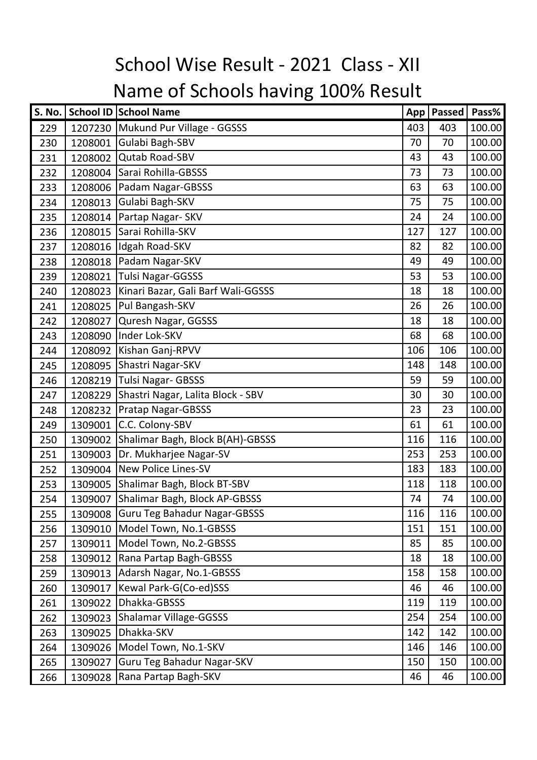# School Wise Result - 2021 Class - XII

## Name of Schools having 100% Result

| S. No. | School ID | School Name | App | Passed | Pass% |
|---|---|---|---|---|---|
| 229 | 1207230 | Mukund Pur Village - GGSSS | 403 | 403 | 100.00 |
| 230 | 1208001 | Gulabi Bagh-SBV | 70 | 70 | 100.00 |
| 231 | 1208002 | Qutab Road-SBV | 43 | 43 | 100.00 |
| 232 | 1208004 | Sarai Rohilla-GBSSS | 73 | 73 | 100.00 |
| 233 | 1208006 | Padam Nagar-GBSSS | 63 | 63 | 100.00 |
| 234 | 1208013 | Gulabi Bagh-SKV | 75 | 75 | 100.00 |
| 235 | 1208014 | Partap Nagar- SKV | 24 | 24 | 100.00 |
| 236 | 1208015 | Sarai Rohilla-SKV | 127 | 127 | 100.00 |
| 237 | 1208016 | Idgah Road-SKV | 82 | 82 | 100.00 |
| 238 | 1208018 | Padam Nagar-SKV | 49 | 49 | 100.00 |
| 239 | 1208021 | Tulsi Nagar-GGSSS | 53 | 53 | 100.00 |
| 240 | 1208023 | Kinari Bazar, Gali Barf Wali-GGSSS | 18 | 18 | 100.00 |
| 241 | 1208025 | Pul Bangash-SKV | 26 | 26 | 100.00 |
| 242 | 1208027 | Quresh Nagar, GGSSS | 18 | 18 | 100.00 |
| 243 | 1208090 | Inder Lok-SKV | 68 | 68 | 100.00 |
| 244 | 1208092 | Kishan Ganj-RPVV | 106 | 106 | 100.00 |
| 245 | 1208095 | Shastri Nagar-SKV | 148 | 148 | 100.00 |
| 246 | 1208219 | Tulsi Nagar- GBSSS | 59 | 59 | 100.00 |
| 247 | 1208229 | Shastri Nagar, Lalita Block - SBV | 30 | 30 | 100.00 |
| 248 | 1208232 | Pratap Nagar-GBSSS | 23 | 23 | 100.00 |
| 249 | 1309001 | C.C. Colony-SBV | 61 | 61 | 100.00 |
| 250 | 1309002 | Shalimar Bagh, Block B(AH)-GBSSS | 116 | 116 | 100.00 |
| 251 | 1309003 | Dr. Mukharjee Nagar-SV | 253 | 253 | 100.00 |
| 252 | 1309004 | New Police Lines-SV | 183 | 183 | 100.00 |
| 253 | 1309005 | Shalimar Bagh, Block BT-SBV | 118 | 118 | 100.00 |
| 254 | 1309007 | Shalimar Bagh, Block AP-GBSSS | 74 | 74 | 100.00 |
| 255 | 1309008 | Guru Teg Bahadur Nagar-GBSSS | 116 | 116 | 100.00 |
| 256 | 1309010 | Model Town, No.1-GBSSS | 151 | 151 | 100.00 |
| 257 | 1309011 | Model Town, No.2-GBSSS | 85 | 85 | 100.00 |
| 258 | 1309012 | Rana Partap Bagh-GBSSS | 18 | 18 | 100.00 |
| 259 | 1309013 | Adarsh Nagar, No.1-GBSSS | 158 | 158 | 100.00 |
| 260 | 1309017 | Kewal Park-G(Co-ed)SSS | 46 | 46 | 100.00 |
| 261 | 1309022 | Dhakka-GBSSS | 119 | 119 | 100.00 |
| 262 | 1309023 | Shalamar Village-GGSSS | 254 | 254 | 100.00 |
| 263 | 1309025 | Dhakka-SKV | 142 | 142 | 100.00 |
| 264 | 1309026 | Model Town, No.1-SKV | 146 | 146 | 100.00 |
| 265 | 1309027 | Guru Teg Bahadur Nagar-SKV | 150 | 150 | 100.00 |
| 266 | 1309028 | Rana Partap Bagh-SKV | 46 | 46 | 100.00 |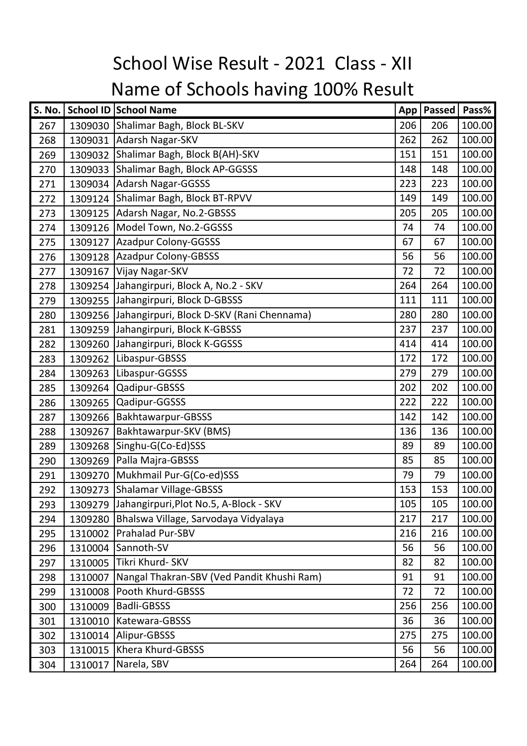# School Wise Result - 2021 Class - XII

## Name of Schools having 100% Result

| S. No. | School ID | School Name | App | Passed | Pass% |
|---|---|---|---|---|---|
| 267 | 1309030 | Shalimar Bagh, Block BL-SKV | 206 | 206 | 100.00 |
| 268 | 1309031 | Adarsh Nagar-SKV | 262 | 262 | 100.00 |
| 269 | 1309032 | Shalimar Bagh, Block B(AH)-SKV | 151 | 151 | 100.00 |
| 270 | 1309033 | Shalimar Bagh, Block AP-GGSSS | 148 | 148 | 100.00 |
| 271 | 1309034 | Adarsh Nagar-GGSSS | 223 | 223 | 100.00 |
| 272 | 1309124 | Shalimar Bagh, Block BT-RPVV | 149 | 149 | 100.00 |
| 273 | 1309125 | Adarsh Nagar, No.2-GBSSS | 205 | 205 | 100.00 |
| 274 | 1309126 | Model Town, No.2-GGSSS | 74 | 74 | 100.00 |
| 275 | 1309127 | Azadpur Colony-GGSSS | 67 | 67 | 100.00 |
| 276 | 1309128 | Azadpur Colony-GBSSS | 56 | 56 | 100.00 |
| 277 | 1309167 | Vijay Nagar-SKV | 72 | 72 | 100.00 |
| 278 | 1309254 | Jahangirpuri, Block A, No.2 - SKV | 264 | 264 | 100.00 |
| 279 | 1309255 | Jahangirpuri, Block D-GBSSS | 111 | 111 | 100.00 |
| 280 | 1309256 | Jahangirpuri, Block D-SKV (Rani Chennama) | 280 | 280 | 100.00 |
| 281 | 1309259 | Jahangirpuri, Block K-GBSSS | 237 | 237 | 100.00 |
| 282 | 1309260 | Jahangirpuri, Block K-GGSSS | 414 | 414 | 100.00 |
| 283 | 1309262 | Libaspur-GBSSS | 172 | 172 | 100.00 |
| 284 | 1309263 | Libaspur-GGSSS | 279 | 279 | 100.00 |
| 285 | 1309264 | Qadipur-GBSSS | 202 | 202 | 100.00 |
| 286 | 1309265 | Qadipur-GGSSS | 222 | 222 | 100.00 |
| 287 | 1309266 | Bakhtawarpur-GBSSS | 142 | 142 | 100.00 |
| 288 | 1309267 | Bakhtawarpur-SKV (BMS) | 136 | 136 | 100.00 |
| 289 | 1309268 | Singhu-G(Co-Ed)SSS | 89 | 89 | 100.00 |
| 290 | 1309269 | Palla Majra-GBSSS | 85 | 85 | 100.00 |
| 291 | 1309270 | Mukhmail Pur-G(Co-ed)SSS | 79 | 79 | 100.00 |
| 292 | 1309273 | Shalamar Village-GBSSS | 153 | 153 | 100.00 |
| 293 | 1309279 | Jahangirpuri,Plot No.5, A-Block - SKV | 105 | 105 | 100.00 |
| 294 | 1309280 | Bhalswa Village, Sarvodaya Vidyalaya | 217 | 217 | 100.00 |
| 295 | 1310002 | Prahalad Pur-SBV | 216 | 216 | 100.00 |
| 296 | 1310004 | Sannoth-SV | 56 | 56 | 100.00 |
| 297 | 1310005 | Tikri Khurd- SKV | 82 | 82 | 100.00 |
| 298 | 1310007 | Nangal Thakran-SBV (Ved Pandit Khushi Ram) | 91 | 91 | 100.00 |
| 299 | 1310008 | Pooth Khurd-GBSSS | 72 | 72 | 100.00 |
| 300 | 1310009 | Badli-GBSSS | 256 | 256 | 100.00 |
| 301 | 1310010 | Katewara-GBSSS | 36 | 36 | 100.00 |
| 302 | 1310014 | Alipur-GBSSS | 275 | 275 | 100.00 |
| 303 | 1310015 | Khera Khurd-GBSSS | 56 | 56 | 100.00 |
| 304 | 1310017 | Narela, SBV | 264 | 264 | 100.00 |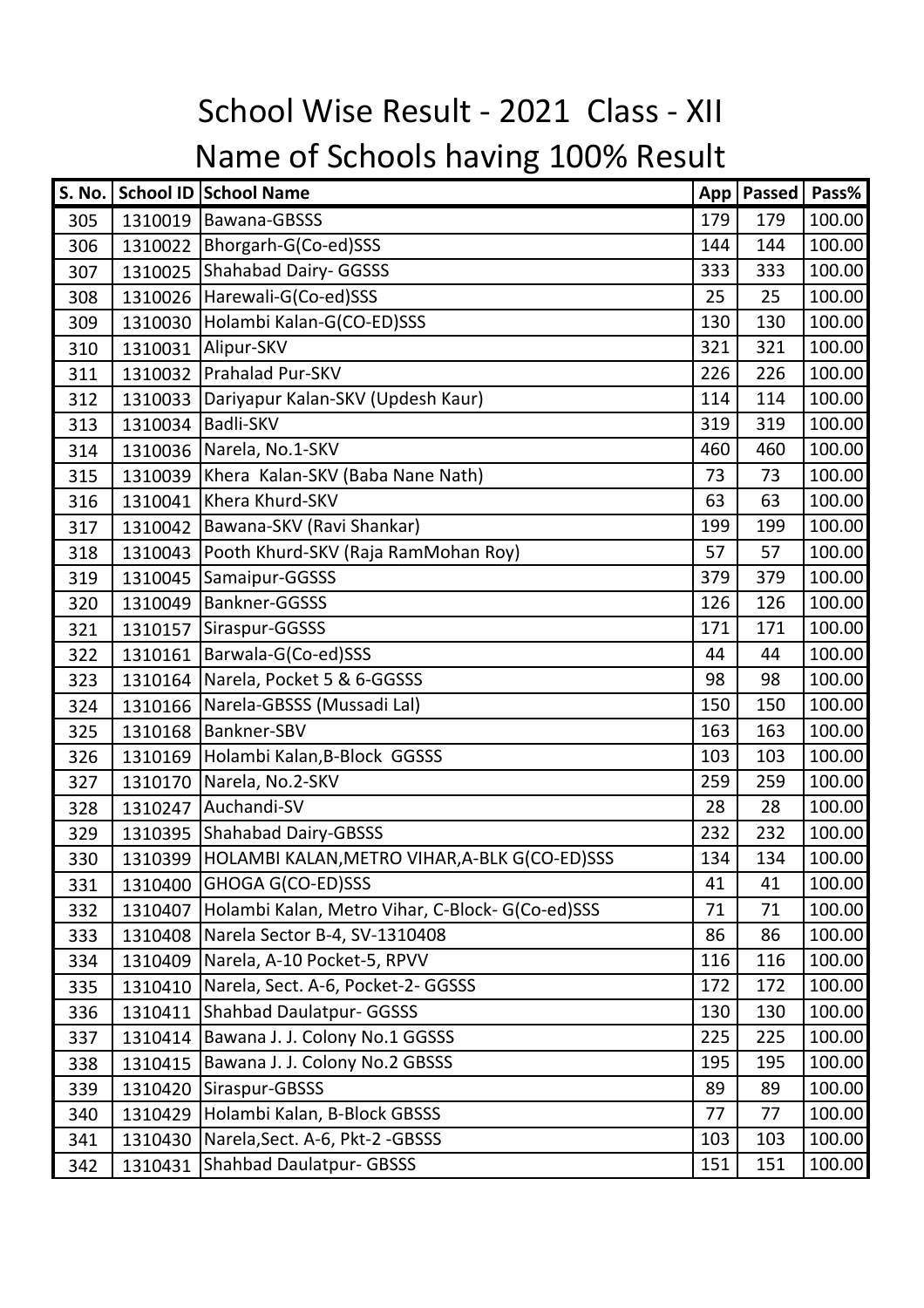# School Wise Result - 2021 Class - XII
## Name of Schools having 100% Result

| S. No. | School ID | School Name | App | Passed | Pass% |
|---|---|---|---|---|---|
| 305 | 1310019 | Bawana-GBSSS | 179 | 179 | 100.00 |
| 306 | 1310022 | Bhorgarh-G(Co-ed)SSS | 144 | 144 | 100.00 |
| 307 | 1310025 | Shahabad Dairy- GGSSS | 333 | 333 | 100.00 |
| 308 | 1310026 | Harewali-G(Co-ed)SSS | 25 | 25 | 100.00 |
| 309 | 1310030 | Holambi Kalan-G(CO-ED)SSS | 130 | 130 | 100.00 |
| 310 | 1310031 | Alipur-SKV | 321 | 321 | 100.00 |
| 311 | 1310032 | Prahalad Pur-SKV | 226 | 226 | 100.00 |
| 312 | 1310033 | Dariyapur Kalan-SKV (Updesh Kaur) | 114 | 114 | 100.00 |
| 313 | 1310034 | Badli-SKV | 319 | 319 | 100.00 |
| 314 | 1310036 | Narela, No.1-SKV | 460 | 460 | 100.00 |
| 315 | 1310039 | Khera Kalan-SKV (Baba Nane Nath) | 73 | 73 | 100.00 |
| 316 | 1310041 | Khera Khurd-SKV | 63 | 63 | 100.00 |
| 317 | 1310042 | Bawana-SKV (Ravi Shankar) | 199 | 199 | 100.00 |
| 318 | 1310043 | Pooth Khurd-SKV (Raja RamMohan Roy) | 57 | 57 | 100.00 |
| 319 | 1310045 | Samaipur-GGSSS | 379 | 379 | 100.00 |
| 320 | 1310049 | Bankner-GGSSS | 126 | 126 | 100.00 |
| 321 | 1310157 | Siraspur-GGSSS | 171 | 171 | 100.00 |
| 322 | 1310161 | Barwala-G(Co-ed)SSS | 44 | 44 | 100.00 |
| 323 | 1310164 | Narela, Pocket 5 & 6-GGSSS | 98 | 98 | 100.00 |
| 324 | 1310166 | Narela-GBSSS (Mussadi Lal) | 150 | 150 | 100.00 |
| 325 | 1310168 | Bankner-SBV | 163 | 163 | 100.00 |
| 326 | 1310169 | Holambi Kalan,B-Block GGSSS | 103 | 103 | 100.00 |
| 327 | 1310170 | Narela, No.2-SKV | 259 | 259 | 100.00 |
| 328 | 1310247 | Auchandi-SV | 28 | 28 | 100.00 |
| 329 | 1310395 | Shahabad Dairy-GBSSS | 232 | 232 | 100.00 |
| 330 | 1310399 | HOLAMBI KALAN,METRO VIHAR,A-BLK G(CO-ED)SSS | 134 | 134 | 100.00 |
| 331 | 1310400 | GHOGA G(CO-ED)SSS | 41 | 41 | 100.00 |
| 332 | 1310407 | Holambi Kalan, Metro Vihar, C-Block- G(Co-ed)SSS | 71 | 71 | 100.00 |
| 333 | 1310408 | Narela Sector B-4, SV-1310408 | 86 | 86 | 100.00 |
| 334 | 1310409 | Narela, A-10 Pocket-5, RPVV | 116 | 116 | 100.00 |
| 335 | 1310410 | Narela, Sect. A-6, Pocket-2- GGSSS | 172 | 172 | 100.00 |
| 336 | 1310411 | Shahbad Daulatpur- GGSSS | 130 | 130 | 100.00 |
| 337 | 1310414 | Bawana J. J. Colony No.1 GGSSS | 225 | 225 | 100.00 |
| 338 | 1310415 | Bawana J. J. Colony No.2 GBSSS | 195 | 195 | 100.00 |
| 339 | 1310420 | Siraspur-GBSSS | 89 | 89 | 100.00 |
| 340 | 1310429 | Holambi Kalan, B-Block GBSSS | 77 | 77 | 100.00 |
| 341 | 1310430 | Narela,Sect. A-6, Pkt-2 -GBSSS | 103 | 103 | 100.00 |
| 342 | 1310431 | Shahbad Daulatpur- GBSSS | 151 | 151 | 100.00 |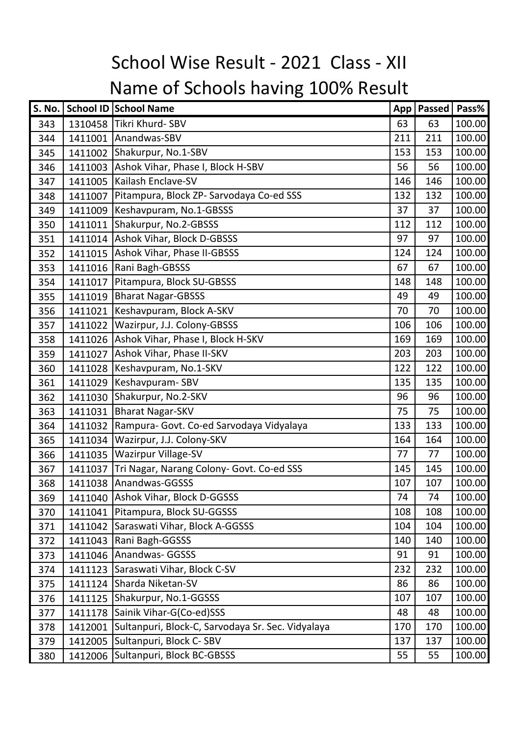# School Wise Result - 2021 Class - XII

## Name of Schools having 100% Result

| S. No. | School ID | School Name | App | Passed | Pass% |
|---|---|---|---|---|---|
| 343 | 1310458 | Tikri Khurd- SBV | 63 | 63 | 100.00 |
| 344 | 1411001 | Anandwas-SBV | 211 | 211 | 100.00 |
| 345 | 1411002 | Shakurpur, No.1-SBV | 153 | 153 | 100.00 |
| 346 | 1411003 | Ashok Vihar, Phase I, Block H-SBV | 56 | 56 | 100.00 |
| 347 | 1411005 | Kailash Enclave-SV | 146 | 146 | 100.00 |
| 348 | 1411007 | Pitampura, Block ZP- Sarvodaya Co-ed SSS | 132 | 132 | 100.00 |
| 349 | 1411009 | Keshavpuram, No.1-GBSSS | 37 | 37 | 100.00 |
| 350 | 1411011 | Shakurpur, No.2-GBSSS | 112 | 112 | 100.00 |
| 351 | 1411014 | Ashok Vihar, Block D-GBSSS | 97 | 97 | 100.00 |
| 352 | 1411015 | Ashok Vihar, Phase II-GBSSS | 124 | 124 | 100.00 |
| 353 | 1411016 | Rani Bagh-GBSSS | 67 | 67 | 100.00 |
| 354 | 1411017 | Pitampura, Block SU-GBSSS | 148 | 148 | 100.00 |
| 355 | 1411019 | Bharat Nagar-GBSSS | 49 | 49 | 100.00 |
| 356 | 1411021 | Keshavpuram, Block A-SKV | 70 | 70 | 100.00 |
| 357 | 1411022 | Wazirpur, J.J. Colony-GBSSS | 106 | 106 | 100.00 |
| 358 | 1411026 | Ashok Vihar, Phase I, Block H-SKV | 169 | 169 | 100.00 |
| 359 | 1411027 | Ashok Vihar, Phase II-SKV | 203 | 203 | 100.00 |
| 360 | 1411028 | Keshavpuram, No.1-SKV | 122 | 122 | 100.00 |
| 361 | 1411029 | Keshavpuram- SBV | 135 | 135 | 100.00 |
| 362 | 1411030 | Shakurpur, No.2-SKV | 96 | 96 | 100.00 |
| 363 | 1411031 | Bharat Nagar-SKV | 75 | 75 | 100.00 |
| 364 | 1411032 | Rampura- Govt. Co-ed Sarvodaya Vidyalaya | 133 | 133 | 100.00 |
| 365 | 1411034 | Wazirpur, J.J. Colony-SKV | 164 | 164 | 100.00 |
| 366 | 1411035 | Wazirpur Village-SV | 77 | 77 | 100.00 |
| 367 | 1411037 | Tri Nagar, Narang Colony- Govt. Co-ed SSS | 145 | 145 | 100.00 |
| 368 | 1411038 | Anandwas-GGSSS | 107 | 107 | 100.00 |
| 369 | 1411040 | Ashok Vihar, Block D-GGSSS | 74 | 74 | 100.00 |
| 370 | 1411041 | Pitampura, Block SU-GGSSS | 108 | 108 | 100.00 |
| 371 | 1411042 | Saraswati Vihar, Block A-GGSSS | 104 | 104 | 100.00 |
| 372 | 1411043 | Rani Bagh-GGSSS | 140 | 140 | 100.00 |
| 373 | 1411046 | Anandwas- GGSSS | 91 | 91 | 100.00 |
| 374 | 1411123 | Saraswati Vihar, Block C-SV | 232 | 232 | 100.00 |
| 375 | 1411124 | Sharda Niketan-SV | 86 | 86 | 100.00 |
| 376 | 1411125 | Shakurpur, No.1-GGSSS | 107 | 107 | 100.00 |
| 377 | 1411178 | Sainik Vihar-G(Co-ed)SSS | 48 | 48 | 100.00 |
| 378 | 1412001 | Sultanpuri, Block-C, Sarvodaya Sr. Sec. Vidyalaya | 170 | 170 | 100.00 |
| 379 | 1412005 | Sultanpuri, Block C- SBV | 137 | 137 | 100.00 |
| 380 | 1412006 | Sultanpuri, Block BC-GBSSS | 55 | 55 | 100.00 |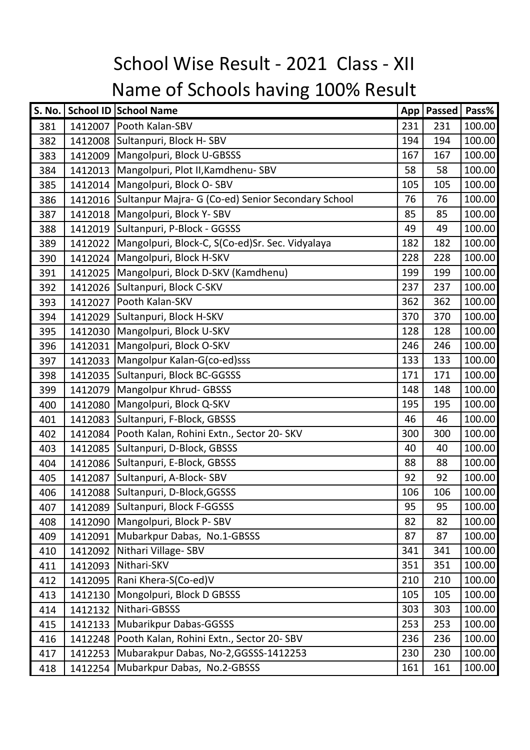# School Wise Result - 2021 Class - XII

## Name of Schools having 100% Result

| S. No. | School ID | School Name | App | Passed | Pass% |
|---|---|---|---|---|---|
| 381 | 1412007 | Pooth Kalan-SBV | 231 | 231 | 100.00 |
| 382 | 1412008 | Sultanpuri, Block H- SBV | 194 | 194 | 100.00 |
| 383 | 1412009 | Mangolpuri, Block U-GBSSS | 167 | 167 | 100.00 |
| 384 | 1412013 | Mangolpuri, Plot II,Kamdhenu- SBV | 58 | 58 | 100.00 |
| 385 | 1412014 | Mangolpuri, Block O- SBV | 105 | 105 | 100.00 |
| 386 | 1412016 | Sultanpur Majra- G (Co-ed) Senior Secondary School | 76 | 76 | 100.00 |
| 387 | 1412018 | Mangolpuri, Block Y- SBV | 85 | 85 | 100.00 |
| 388 | 1412019 | Sultanpuri, P-Block - GGSSS | 49 | 49 | 100.00 |
| 389 | 1412022 | Mangolpuri, Block-C, S(Co-ed)Sr. Sec. Vidyalaya | 182 | 182 | 100.00 |
| 390 | 1412024 | Mangolpuri, Block H-SKV | 228 | 228 | 100.00 |
| 391 | 1412025 | Mangolpuri, Block D-SKV (Kamdhenu) | 199 | 199 | 100.00 |
| 392 | 1412026 | Sultanpuri, Block C-SKV | 237 | 237 | 100.00 |
| 393 | 1412027 | Pooth Kalan-SKV | 362 | 362 | 100.00 |
| 394 | 1412029 | Sultanpuri, Block H-SKV | 370 | 370 | 100.00 |
| 395 | 1412030 | Mangolpuri, Block U-SKV | 128 | 128 | 100.00 |
| 396 | 1412031 | Mangolpuri, Block O-SKV | 246 | 246 | 100.00 |
| 397 | 1412033 | Mangolpur Kalan-G(co-ed)sss | 133 | 133 | 100.00 |
| 398 | 1412035 | Sultanpuri, Block BC-GGSSS | 171 | 171 | 100.00 |
| 399 | 1412079 | Mangolpur Khrud- GBSSS | 148 | 148 | 100.00 |
| 400 | 1412080 | Mangolpuri, Block Q-SKV | 195 | 195 | 100.00 |
| 401 | 1412083 | Sultanpuri, F-Block, GBSSS | 46 | 46 | 100.00 |
| 402 | 1412084 | Pooth Kalan, Rohini Extn., Sector 20- SKV | 300 | 300 | 100.00 |
| 403 | 1412085 | Sultanpuri, D-Block, GBSSS | 40 | 40 | 100.00 |
| 404 | 1412086 | Sultanpuri, E-Block, GBSSS | 88 | 88 | 100.00 |
| 405 | 1412087 | Sultanpuri, A-Block- SBV | 92 | 92 | 100.00 |
| 406 | 1412088 | Sultanpuri, D-Block,GGSSS | 106 | 106 | 100.00 |
| 407 | 1412089 | Sultanpuri, Block F-GGSSS | 95 | 95 | 100.00 |
| 408 | 1412090 | Mangolpuri, Block P- SBV | 82 | 82 | 100.00 |
| 409 | 1412091 | Mubarkpur Dabas, No.1-GBSSS | 87 | 87 | 100.00 |
| 410 | 1412092 | Nithari Village- SBV | 341 | 341 | 100.00 |
| 411 | 1412093 | Nithari-SKV | 351 | 351 | 100.00 |
| 412 | 1412095 | Rani Khera-S(Co-ed)V | 210 | 210 | 100.00 |
| 413 | 1412130 | Mongolpuri, Block D GBSSS | 105 | 105 | 100.00 |
| 414 | 1412132 | Nithari-GBSSS | 303 | 303 | 100.00 |
| 415 | 1412133 | Mubarikpur Dabas-GGSSS | 253 | 253 | 100.00 |
| 416 | 1412248 | Pooth Kalan, Rohini Extn., Sector 20- SBV | 236 | 236 | 100.00 |
| 417 | 1412253 | Mubarakpur Dabas, No-2,GGSSS-1412253 | 230 | 230 | 100.00 |
| 418 | 1412254 | Mubarkpur Dabas, No.2-GBSSS | 161 | 161 | 100.00 |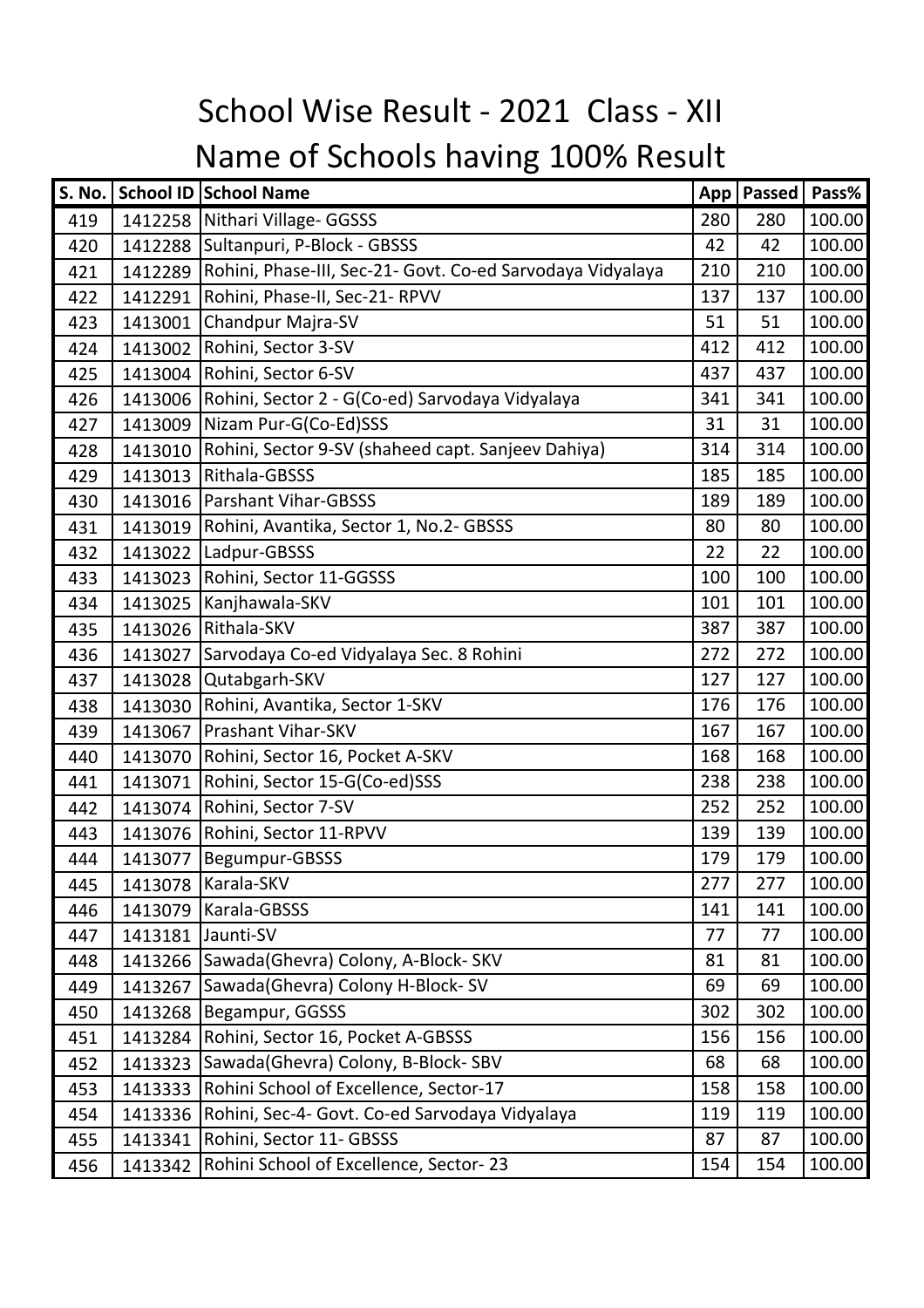# School Wise Result - 2021 Class - XII

## Name of Schools having 100% Result

| S. No. | School ID | School Name | App | Passed | Pass% |
|---|---|---|---|---|---|
| 419 | 1412258 | Nithari Village- GGSSS | 280 | 280 | 100.00 |
| 420 | 1412288 | Sultanpuri, P-Block - GBSSS | 42 | 42 | 100.00 |
| 421 | 1412289 | Rohini, Phase-III, Sec-21- Govt. Co-ed Sarvodaya Vidyalaya | 210 | 210 | 100.00 |
| 422 | 1412291 | Rohini, Phase-II, Sec-21- RPVV | 137 | 137 | 100.00 |
| 423 | 1413001 | Chandpur Majra-SV | 51 | 51 | 100.00 |
| 424 | 1413002 | Rohini, Sector 3-SV | 412 | 412 | 100.00 |
| 425 | 1413004 | Rohini, Sector 6-SV | 437 | 437 | 100.00 |
| 426 | 1413006 | Rohini, Sector 2 - G(Co-ed) Sarvodaya Vidyalaya | 341 | 341 | 100.00 |
| 427 | 1413009 | Nizam Pur-G(Co-Ed)SSS | 31 | 31 | 100.00 |
| 428 | 1413010 | Rohini, Sector 9-SV (shaheed capt. Sanjeev Dahiya) | 314 | 314 | 100.00 |
| 429 | 1413013 | Rithala-GBSSS | 185 | 185 | 100.00 |
| 430 | 1413016 | Parshant Vihar-GBSSS | 189 | 189 | 100.00 |
| 431 | 1413019 | Rohini, Avantika, Sector 1, No.2- GBSSS | 80 | 80 | 100.00 |
| 432 | 1413022 | Ladpur-GBSSS | 22 | 22 | 100.00 |
| 433 | 1413023 | Rohini, Sector 11-GGSSS | 100 | 100 | 100.00 |
| 434 | 1413025 | Kanjhawala-SKV | 101 | 101 | 100.00 |
| 435 | 1413026 | Rithala-SKV | 387 | 387 | 100.00 |
| 436 | 1413027 | Sarvodaya Co-ed Vidyalaya Sec. 8 Rohini | 272 | 272 | 100.00 |
| 437 | 1413028 | Qutabgarh-SKV | 127 | 127 | 100.00 |
| 438 | 1413030 | Rohini, Avantika, Sector 1-SKV | 176 | 176 | 100.00 |
| 439 | 1413067 | Prashant Vihar-SKV | 167 | 167 | 100.00 |
| 440 | 1413070 | Rohini, Sector 16, Pocket A-SKV | 168 | 168 | 100.00 |
| 441 | 1413071 | Rohini, Sector 15-G(Co-ed)SSS | 238 | 238 | 100.00 |
| 442 | 1413074 | Rohini, Sector 7-SV | 252 | 252 | 100.00 |
| 443 | 1413076 | Rohini, Sector 11-RPVV | 139 | 139 | 100.00 |
| 444 | 1413077 | Begumpur-GBSSS | 179 | 179 | 100.00 |
| 445 | 1413078 | Karala-SKV | 277 | 277 | 100.00 |
| 446 | 1413079 | Karala-GBSSS | 141 | 141 | 100.00 |
| 447 | 1413181 | Jaunti-SV | 77 | 77 | 100.00 |
| 448 | 1413266 | Sawada(Ghevra) Colony, A-Block- SKV | 81 | 81 | 100.00 |
| 449 | 1413267 | Sawada(Ghevra) Colony H-Block- SV | 69 | 69 | 100.00 |
| 450 | 1413268 | Begampur, GGSSS | 302 | 302 | 100.00 |
| 451 | 1413284 | Rohini, Sector 16, Pocket A-GBSSS | 156 | 156 | 100.00 |
| 452 | 1413323 | Sawada(Ghevra) Colony, B-Block- SBV | 68 | 68 | 100.00 |
| 453 | 1413333 | Rohini School of Excellence, Sector-17 | 158 | 158 | 100.00 |
| 454 | 1413336 | Rohini, Sec-4- Govt. Co-ed Sarvodaya Vidyalaya | 119 | 119 | 100.00 |
| 455 | 1413341 | Rohini, Sector 11- GBSSS | 87 | 87 | 100.00 |
| 456 | 1413342 | Rohini School of Excellence, Sector- 23 | 154 | 154 | 100.00 |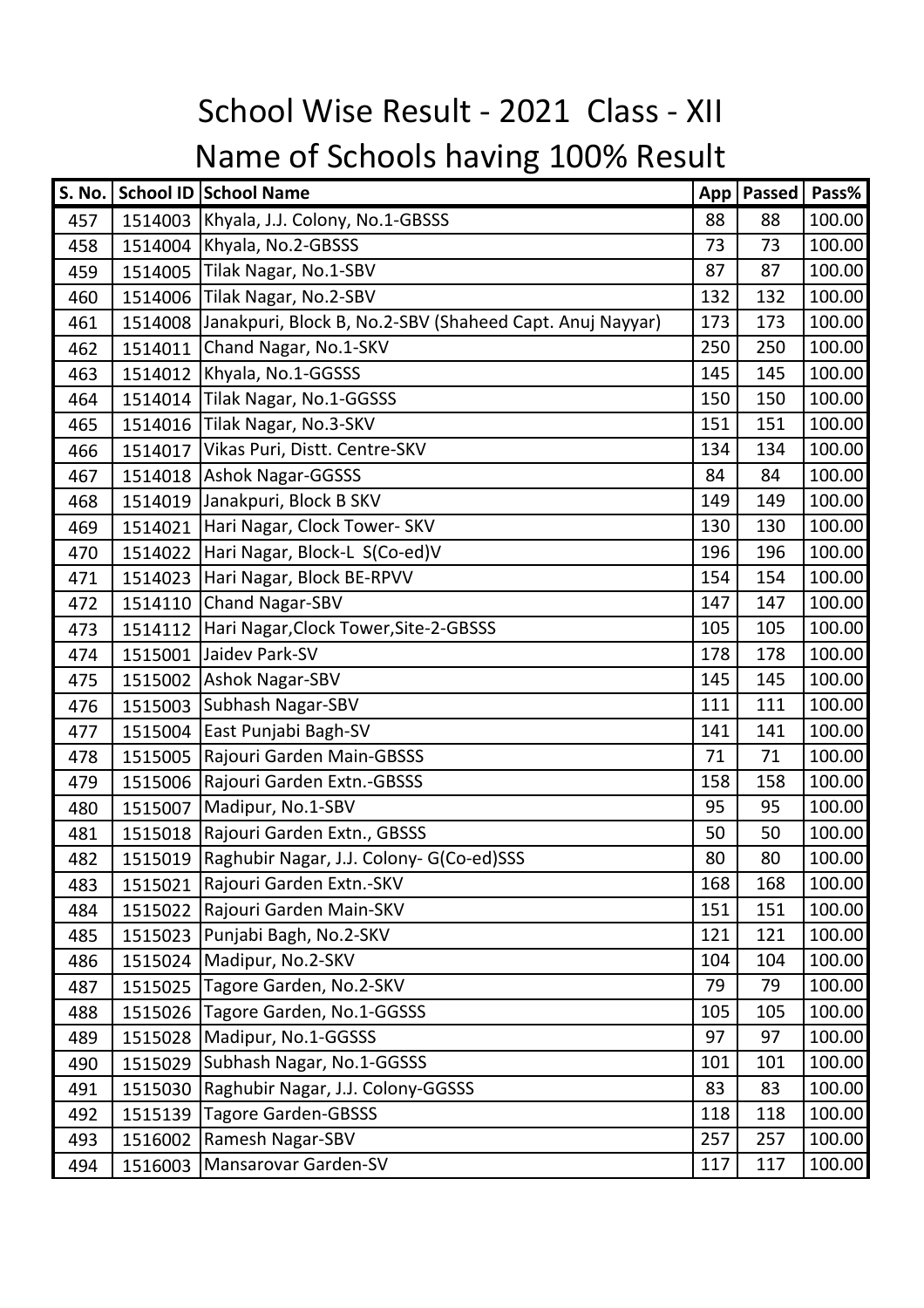# School Wise Result - 2021 Class - XII

## Name of Schools having 100% Result

| S. No. | School ID | School Name | App | Passed | Pass% |
|---|---|---|---|---|---|
| 457 | 1514003 | Khyala, J.J. Colony, No.1-GBSSS | 88 | 88 | 100.00 |
| 458 | 1514004 | Khyala, No.2-GBSSS | 73 | 73 | 100.00 |
| 459 | 1514005 | Tilak Nagar, No.1-SBV | 87 | 87 | 100.00 |
| 460 | 1514006 | Tilak Nagar, No.2-SBV | 132 | 132 | 100.00 |
| 461 | 1514008 | Janakpuri, Block B, No.2-SBV (Shaheed Capt. Anuj Nayyar) | 173 | 173 | 100.00 |
| 462 | 1514011 | Chand Nagar, No.1-SKV | 250 | 250 | 100.00 |
| 463 | 1514012 | Khyala, No.1-GGSSS | 145 | 145 | 100.00 |
| 464 | 1514014 | Tilak Nagar, No.1-GGSSS | 150 | 150 | 100.00 |
| 465 | 1514016 | Tilak Nagar, No.3-SKV | 151 | 151 | 100.00 |
| 466 | 1514017 | Vikas Puri, Distt. Centre-SKV | 134 | 134 | 100.00 |
| 467 | 1514018 | Ashok Nagar-GGSSS | 84 | 84 | 100.00 |
| 468 | 1514019 | Janakpuri, Block B SKV | 149 | 149 | 100.00 |
| 469 | 1514021 | Hari Nagar, Clock Tower- SKV | 130 | 130 | 100.00 |
| 470 | 1514022 | Hari Nagar, Block-L S(Co-ed)V | 196 | 196 | 100.00 |
| 471 | 1514023 | Hari Nagar, Block BE-RPVV | 154 | 154 | 100.00 |
| 472 | 1514110 | Chand Nagar-SBV | 147 | 147 | 100.00 |
| 473 | 1514112 | Hari Nagar,Clock Tower,Site-2-GBSSS | 105 | 105 | 100.00 |
| 474 | 1515001 | Jaidev Park-SV | 178 | 178 | 100.00 |
| 475 | 1515002 | Ashok Nagar-SBV | 145 | 145 | 100.00 |
| 476 | 1515003 | Subhash Nagar-SBV | 111 | 111 | 100.00 |
| 477 | 1515004 | East Punjabi Bagh-SV | 141 | 141 | 100.00 |
| 478 | 1515005 | Rajouri Garden Main-GBSSS | 71 | 71 | 100.00 |
| 479 | 1515006 | Rajouri Garden Extn.-GBSSS | 158 | 158 | 100.00 |
| 480 | 1515007 | Madipur, No.1-SBV | 95 | 95 | 100.00 |
| 481 | 1515018 | Rajouri Garden Extn., GBSSS | 50 | 50 | 100.00 |
| 482 | 1515019 | Raghubir Nagar, J.J. Colony- G(Co-ed)SSS | 80 | 80 | 100.00 |
| 483 | 1515021 | Rajouri Garden Extn.-SKV | 168 | 168 | 100.00 |
| 484 | 1515022 | Rajouri Garden Main-SKV | 151 | 151 | 100.00 |
| 485 | 1515023 | Punjabi Bagh, No.2-SKV | 121 | 121 | 100.00 |
| 486 | 1515024 | Madipur, No.2-SKV | 104 | 104 | 100.00 |
| 487 | 1515025 | Tagore Garden, No.2-SKV | 79 | 79 | 100.00 |
| 488 | 1515026 | Tagore Garden, No.1-GGSSS | 105 | 105 | 100.00 |
| 489 | 1515028 | Madipur, No.1-GGSSS | 97 | 97 | 100.00 |
| 490 | 1515029 | Subhash Nagar, No.1-GGSSS | 101 | 101 | 100.00 |
| 491 | 1515030 | Raghubir Nagar, J.J. Colony-GGSSS | 83 | 83 | 100.00 |
| 492 | 1515139 | Tagore Garden-GBSSS | 118 | 118 | 100.00 |
| 493 | 1516002 | Ramesh Nagar-SBV | 257 | 257 | 100.00 |
| 494 | 1516003 | Mansarovar Garden-SV | 117 | 117 | 100.00 |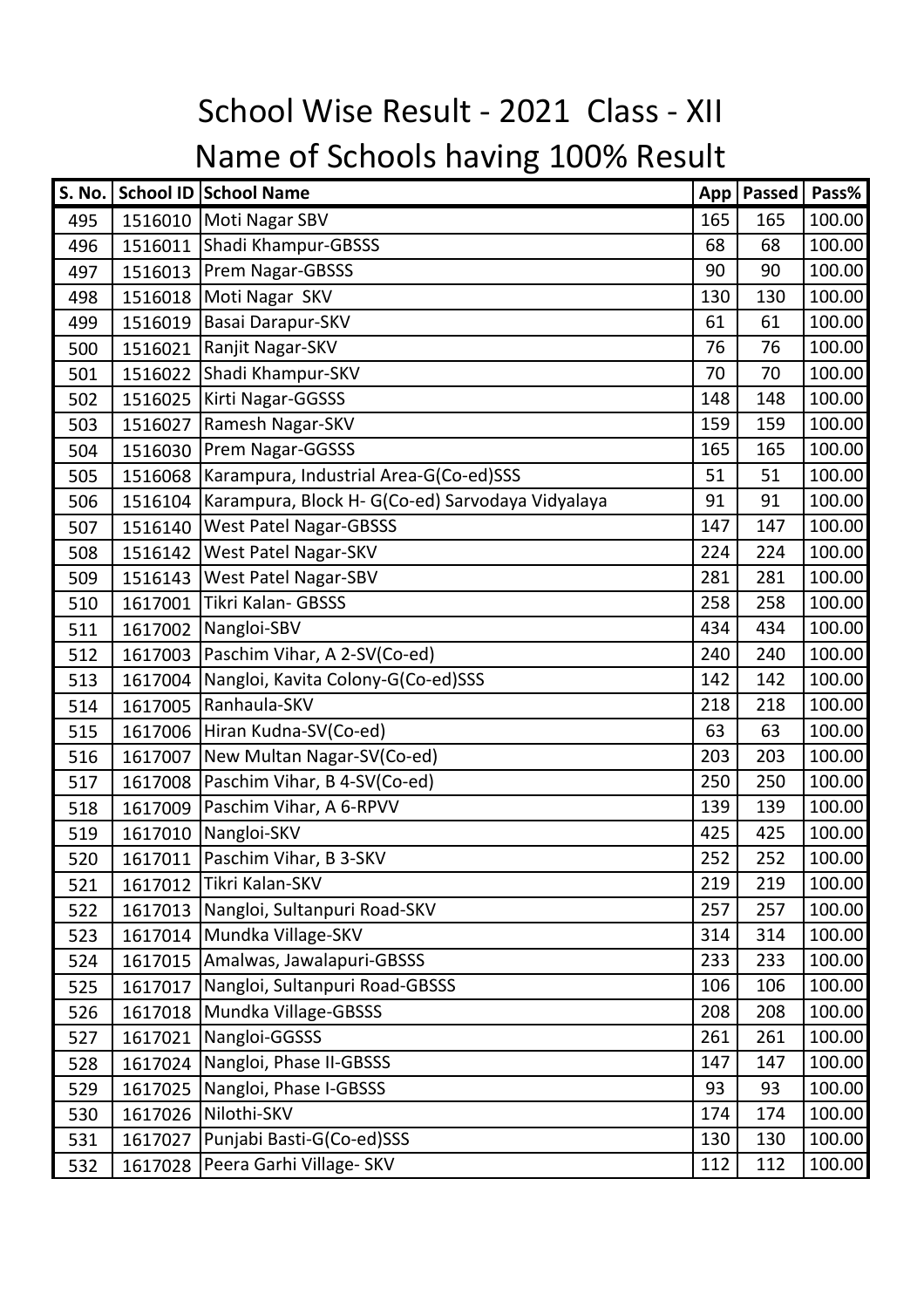# School Wise Result - 2021 Class - XII

## Name of Schools having 100% Result

| S. No. | School ID | School Name | App | Passed | Pass% |
|---|---|---|---|---|---|
| 495 | 1516010 | Moti Nagar SBV | 165 | 165 | 100.00 |
| 496 | 1516011 | Shadi Khampur-GBSSS | 68 | 68 | 100.00 |
| 497 | 1516013 | Prem Nagar-GBSSS | 90 | 90 | 100.00 |
| 498 | 1516018 | Moti Nagar SKV | 130 | 130 | 100.00 |
| 499 | 1516019 | Basai Darapur-SKV | 61 | 61 | 100.00 |
| 500 | 1516021 | Ranjit Nagar-SKV | 76 | 76 | 100.00 |
| 501 | 1516022 | Shadi Khampur-SKV | 70 | 70 | 100.00 |
| 502 | 1516025 | Kirti Nagar-GGSSS | 148 | 148 | 100.00 |
| 503 | 1516027 | Ramesh Nagar-SKV | 159 | 159 | 100.00 |
| 504 | 1516030 | Prem Nagar-GGSSS | 165 | 165 | 100.00 |
| 505 | 1516068 | Karampura, Industrial Area-G(Co-ed)SSS | 51 | 51 | 100.00 |
| 506 | 1516104 | Karampura, Block H- G(Co-ed) Sarvodaya Vidyalaya | 91 | 91 | 100.00 |
| 507 | 1516140 | West Patel Nagar-GBSSS | 147 | 147 | 100.00 |
| 508 | 1516142 | West Patel Nagar-SKV | 224 | 224 | 100.00 |
| 509 | 1516143 | West Patel Nagar-SBV | 281 | 281 | 100.00 |
| 510 | 1617001 | Tikri Kalan- GBSSS | 258 | 258 | 100.00 |
| 511 | 1617002 | Nangloi-SBV | 434 | 434 | 100.00 |
| 512 | 1617003 | Paschim Vihar, A 2-SV(Co-ed) | 240 | 240 | 100.00 |
| 513 | 1617004 | Nangloi, Kavita Colony-G(Co-ed)SSS | 142 | 142 | 100.00 |
| 514 | 1617005 | Ranhaula-SKV | 218 | 218 | 100.00 |
| 515 | 1617006 | Hiran Kudna-SV(Co-ed) | 63 | 63 | 100.00 |
| 516 | 1617007 | New Multan Nagar-SV(Co-ed) | 203 | 203 | 100.00 |
| 517 | 1617008 | Paschim Vihar, B 4-SV(Co-ed) | 250 | 250 | 100.00 |
| 518 | 1617009 | Paschim Vihar, A 6-RPVV | 139 | 139 | 100.00 |
| 519 | 1617010 | Nangloi-SKV | 425 | 425 | 100.00 |
| 520 | 1617011 | Paschim Vihar, B 3-SKV | 252 | 252 | 100.00 |
| 521 | 1617012 | Tikri Kalan-SKV | 219 | 219 | 100.00 |
| 522 | 1617013 | Nangloi, Sultanpuri Road-SKV | 257 | 257 | 100.00 |
| 523 | 1617014 | Mundka Village-SKV | 314 | 314 | 100.00 |
| 524 | 1617015 | Amalwas, Jawalapuri-GBSSS | 233 | 233 | 100.00 |
| 525 | 1617017 | Nangloi, Sultanpuri Road-GBSSS | 106 | 106 | 100.00 |
| 526 | 1617018 | Mundka Village-GBSSS | 208 | 208 | 100.00 |
| 527 | 1617021 | Nangloi-GGSSS | 261 | 261 | 100.00 |
| 528 | 1617024 | Nangloi, Phase II-GBSSS | 147 | 147 | 100.00 |
| 529 | 1617025 | Nangloi, Phase I-GBSSS | 93 | 93 | 100.00 |
| 530 | 1617026 | Nilothi-SKV | 174 | 174 | 100.00 |
| 531 | 1617027 | Punjabi Basti-G(Co-ed)SSS | 130 | 130 | 100.00 |
| 532 | 1617028 | Peera Garhi Village- SKV | 112 | 112 | 100.00 |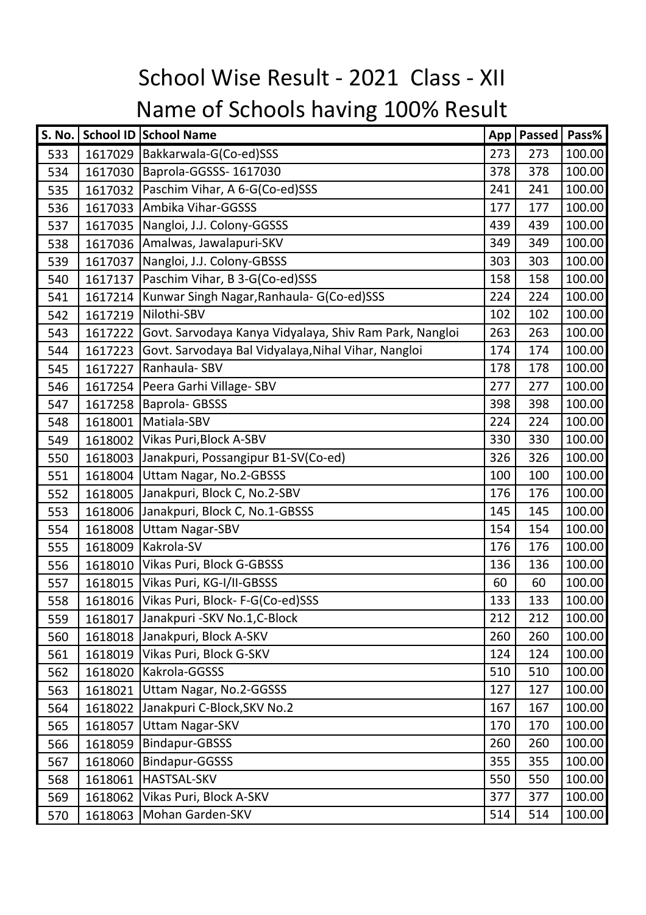# School Wise Result - 2021 Class - XII

## Name of Schools having 100% Result

| S. No. | School ID | School Name | App | Passed | Pass% |
|---|---|---|---|---|---|
| 533 | 1617029 | Bakkarwala-G(Co-ed)SSS | 273 | 273 | 100.00 |
| 534 | 1617030 | Baprola-GGSSS- 1617030 | 378 | 378 | 100.00 |
| 535 | 1617032 | Paschim Vihar, A 6-G(Co-ed)SSS | 241 | 241 | 100.00 |
| 536 | 1617033 | Ambika Vihar-GGSSS | 177 | 177 | 100.00 |
| 537 | 1617035 | Nangloi, J.J. Colony-GGSSS | 439 | 439 | 100.00 |
| 538 | 1617036 | Amalwas, Jawalapuri-SKV | 349 | 349 | 100.00 |
| 539 | 1617037 | Nangloi, J.J. Colony-GBSSS | 303 | 303 | 100.00 |
| 540 | 1617137 | Paschim Vihar, B 3-G(Co-ed)SSS | 158 | 158 | 100.00 |
| 541 | 1617214 | Kunwar Singh Nagar,Ranhaula- G(Co-ed)SSS | 224 | 224 | 100.00 |
| 542 | 1617219 | Nilothi-SBV | 102 | 102 | 100.00 |
| 543 | 1617222 | Govt. Sarvodaya Kanya Vidyalaya, Shiv Ram Park, Nangloi | 263 | 263 | 100.00 |
| 544 | 1617223 | Govt. Sarvodaya Bal Vidyalaya,Nihal Vihar, Nangloi | 174 | 174 | 100.00 |
| 545 | 1617227 | Ranhaula- SBV | 178 | 178 | 100.00 |
| 546 | 1617254 | Peera Garhi Village- SBV | 277 | 277 | 100.00 |
| 547 | 1617258 | Baprola- GBSSS | 398 | 398 | 100.00 |
| 548 | 1618001 | Matiala-SBV | 224 | 224 | 100.00 |
| 549 | 1618002 | Vikas Puri,Block A-SBV | 330 | 330 | 100.00 |
| 550 | 1618003 | Janakpuri, Possangipur B1-SV(Co-ed) | 326 | 326 | 100.00 |
| 551 | 1618004 | Uttam Nagar, No.2-GBSSS | 100 | 100 | 100.00 |
| 552 | 1618005 | Janakpuri, Block C, No.2-SBV | 176 | 176 | 100.00 |
| 553 | 1618006 | Janakpuri, Block C, No.1-GBSSS | 145 | 145 | 100.00 |
| 554 | 1618008 | Uttam Nagar-SBV | 154 | 154 | 100.00 |
| 555 | 1618009 | Kakrola-SV | 176 | 176 | 100.00 |
| 556 | 1618010 | Vikas Puri, Block G-GBSSS | 136 | 136 | 100.00 |
| 557 | 1618015 | Vikas Puri, KG-I/II-GBSSS | 60 | 60 | 100.00 |
| 558 | 1618016 | Vikas Puri, Block- F-G(Co-ed)SSS | 133 | 133 | 100.00 |
| 559 | 1618017 | Janakpuri -SKV No.1,C-Block | 212 | 212 | 100.00 |
| 560 | 1618018 | Janakpuri, Block A-SKV | 260 | 260 | 100.00 |
| 561 | 1618019 | Vikas Puri, Block G-SKV | 124 | 124 | 100.00 |
| 562 | 1618020 | Kakrola-GGSSS | 510 | 510 | 100.00 |
| 563 | 1618021 | Uttam Nagar, No.2-GGSSS | 127 | 127 | 100.00 |
| 564 | 1618022 | Janakpuri C-Block,SKV No.2 | 167 | 167 | 100.00 |
| 565 | 1618057 | Uttam Nagar-SKV | 170 | 170 | 100.00 |
| 566 | 1618059 | Bindapur-GBSSS | 260 | 260 | 100.00 |
| 567 | 1618060 | Bindapur-GGSSS | 355 | 355 | 100.00 |
| 568 | 1618061 | HASTSAL-SKV | 550 | 550 | 100.00 |
| 569 | 1618062 | Vikas Puri, Block A-SKV | 377 | 377 | 100.00 |
| 570 | 1618063 | Mohan Garden-SKV | 514 | 514 | 100.00 |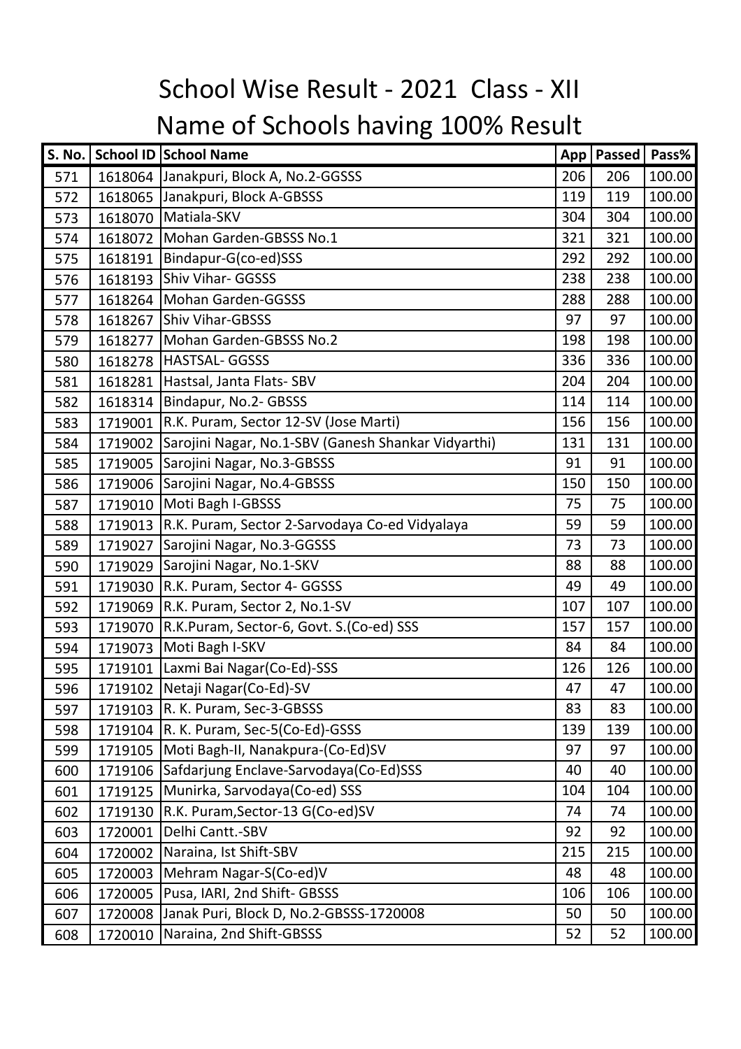# School Wise Result - 2021 Class - XII

## Name of Schools having 100% Result

| S. No. | School ID | School Name | App | Passed | Pass% |
|---|---|---|---|---|---|
| 571 | 1618064 | Janakpuri, Block A, No.2-GGSSS | 206 | 206 | 100.00 |
| 572 | 1618065 | Janakpuri, Block A-GBSSS | 119 | 119 | 100.00 |
| 573 | 1618070 | Matiala-SKV | 304 | 304 | 100.00 |
| 574 | 1618072 | Mohan Garden-GBSSS No.1 | 321 | 321 | 100.00 |
| 575 | 1618191 | Bindapur-G(co-ed)SSS | 292 | 292 | 100.00 |
| 576 | 1618193 | Shiv Vihar- GGSSS | 238 | 238 | 100.00 |
| 577 | 1618264 | Mohan Garden-GGSSS | 288 | 288 | 100.00 |
| 578 | 1618267 | Shiv Vihar-GBSSS | 97 | 97 | 100.00 |
| 579 | 1618277 | Mohan Garden-GBSSS No.2 | 198 | 198 | 100.00 |
| 580 | 1618278 | HASTSAL- GGSSS | 336 | 336 | 100.00 |
| 581 | 1618281 | Hastsal, Janta Flats- SBV | 204 | 204 | 100.00 |
| 582 | 1618314 | Bindapur, No.2- GBSSS | 114 | 114 | 100.00 |
| 583 | 1719001 | R.K. Puram, Sector 12-SV (Jose Marti) | 156 | 156 | 100.00 |
| 584 | 1719002 | Sarojini Nagar, No.1-SBV (Ganesh Shankar Vidyarthi) | 131 | 131 | 100.00 |
| 585 | 1719005 | Sarojini Nagar, No.3-GBSSS | 91 | 91 | 100.00 |
| 586 | 1719006 | Sarojini Nagar, No.4-GBSSS | 150 | 150 | 100.00 |
| 587 | 1719010 | Moti Bagh I-GBSSS | 75 | 75 | 100.00 |
| 588 | 1719013 | R.K. Puram, Sector 2-Sarvodaya Co-ed Vidyalaya | 59 | 59 | 100.00 |
| 589 | 1719027 | Sarojini Nagar, No.3-GGSSS | 73 | 73 | 100.00 |
| 590 | 1719029 | Sarojini Nagar, No.1-SKV | 88 | 88 | 100.00 |
| 591 | 1719030 | R.K. Puram, Sector 4- GGSSS | 49 | 49 | 100.00 |
| 592 | 1719069 | R.K. Puram, Sector 2, No.1-SV | 107 | 107 | 100.00 |
| 593 | 1719070 | R.K.Puram, Sector-6, Govt. S.(Co-ed) SSS | 157 | 157 | 100.00 |
| 594 | 1719073 | Moti Bagh I-SKV | 84 | 84 | 100.00 |
| 595 | 1719101 | Laxmi Bai Nagar(Co-Ed)-SSS | 126 | 126 | 100.00 |
| 596 | 1719102 | Netaji Nagar(Co-Ed)-SV | 47 | 47 | 100.00 |
| 597 | 1719103 | R. K. Puram, Sec-3-GBSSS | 83 | 83 | 100.00 |
| 598 | 1719104 | R. K. Puram, Sec-5(Co-Ed)-GSSS | 139 | 139 | 100.00 |
| 599 | 1719105 | Moti Bagh-II, Nanakpura-(Co-Ed)SV | 97 | 97 | 100.00 |
| 600 | 1719106 | Safdarjung Enclave-Sarvodaya(Co-Ed)SSS | 40 | 40 | 100.00 |
| 601 | 1719125 | Munirka, Sarvodaya(Co-ed) SSS | 104 | 104 | 100.00 |
| 602 | 1719130 | R.K. Puram,Sector-13 G(Co-ed)SV | 74 | 74 | 100.00 |
| 603 | 1720001 | Delhi Cantt.-SBV | 92 | 92 | 100.00 |
| 604 | 1720002 | Naraina, Ist Shift-SBV | 215 | 215 | 100.00 |
| 605 | 1720003 | Mehram Nagar-S(Co-ed)V | 48 | 48 | 100.00 |
| 606 | 1720005 | Pusa, IARI, 2nd Shift- GBSSS | 106 | 106 | 100.00 |
| 607 | 1720008 | Janak Puri, Block D, No.2-GBSSS-1720008 | 50 | 50 | 100.00 |
| 608 | 1720010 | Naraina, 2nd Shift-GBSSS | 52 | 52 | 100.00 |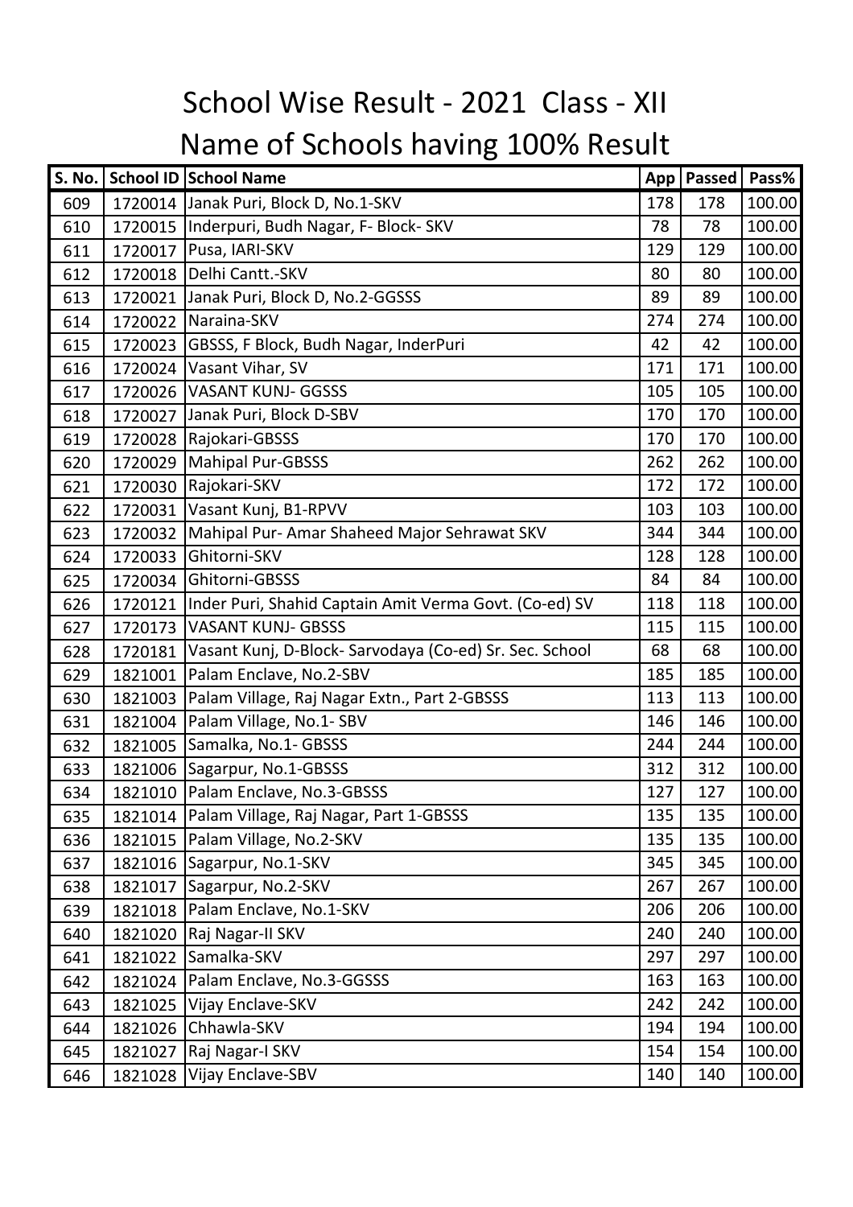# School Wise Result - 2021 Class - XII

## Name of Schools having 100% Result

| S. No. | School ID | School Name | App | Passed | Pass% |
|---|---|---|---|---|---|
| 609 | 1720014 | Janak Puri, Block D, No.1-SKV | 178 | 178 | 100.00 |
| 610 | 1720015 | Inderpuri, Budh Nagar, F- Block- SKV | 78 | 78 | 100.00 |
| 611 | 1720017 | Pusa, IARI-SKV | 129 | 129 | 100.00 |
| 612 | 1720018 | Delhi Cantt.-SKV | 80 | 80 | 100.00 |
| 613 | 1720021 | Janak Puri, Block D, No.2-GGSSS | 89 | 89 | 100.00 |
| 614 | 1720022 | Naraina-SKV | 274 | 274 | 100.00 |
| 615 | 1720023 | GBSSS, F Block, Budh Nagar, InderPuri | 42 | 42 | 100.00 |
| 616 | 1720024 | Vasant Vihar, SV | 171 | 171 | 100.00 |
| 617 | 1720026 | VASANT KUNJ- GGSSS | 105 | 105 | 100.00 |
| 618 | 1720027 | Janak Puri, Block D-SBV | 170 | 170 | 100.00 |
| 619 | 1720028 | Rajokari-GBSSS | 170 | 170 | 100.00 |
| 620 | 1720029 | Mahipal Pur-GBSSS | 262 | 262 | 100.00 |
| 621 | 1720030 | Rajokari-SKV | 172 | 172 | 100.00 |
| 622 | 1720031 | Vasant Kunj, B1-RPVV | 103 | 103 | 100.00 |
| 623 | 1720032 | Mahipal Pur- Amar Shaheed Major Sehrawat SKV | 344 | 344 | 100.00 |
| 624 | 1720033 | Ghitorni-SKV | 128 | 128 | 100.00 |
| 625 | 1720034 | Ghitorni-GBSSS | 84 | 84 | 100.00 |
| 626 | 1720121 | Inder Puri, Shahid Captain Amit Verma Govt. (Co-ed) SV | 118 | 118 | 100.00 |
| 627 | 1720173 | VASANT KUNJ- GBSSS | 115 | 115 | 100.00 |
| 628 | 1720181 | Vasant Kunj, D-Block- Sarvodaya (Co-ed) Sr. Sec. School | 68 | 68 | 100.00 |
| 629 | 1821001 | Palam Enclave, No.2-SBV | 185 | 185 | 100.00 |
| 630 | 1821003 | Palam Village, Raj Nagar Extn., Part 2-GBSSS | 113 | 113 | 100.00 |
| 631 | 1821004 | Palam Village, No.1- SBV | 146 | 146 | 100.00 |
| 632 | 1821005 | Samalka, No.1- GBSSS | 244 | 244 | 100.00 |
| 633 | 1821006 | Sagarpur, No.1-GBSSS | 312 | 312 | 100.00 |
| 634 | 1821010 | Palam Enclave, No.3-GBSSS | 127 | 127 | 100.00 |
| 635 | 1821014 | Palam Village, Raj Nagar, Part 1-GBSSS | 135 | 135 | 100.00 |
| 636 | 1821015 | Palam Village, No.2-SKV | 135 | 135 | 100.00 |
| 637 | 1821016 | Sagarpur, No.1-SKV | 345 | 345 | 100.00 |
| 638 | 1821017 | Sagarpur, No.2-SKV | 267 | 267 | 100.00 |
| 639 | 1821018 | Palam Enclave, No.1-SKV | 206 | 206 | 100.00 |
| 640 | 1821020 | Raj Nagar-II SKV | 240 | 240 | 100.00 |
| 641 | 1821022 | Samalka-SKV | 297 | 297 | 100.00 |
| 642 | 1821024 | Palam Enclave, No.3-GGSSS | 163 | 163 | 100.00 |
| 643 | 1821025 | Vijay Enclave-SKV | 242 | 242 | 100.00 |
| 644 | 1821026 | Chhawla-SKV | 194 | 194 | 100.00 |
| 645 | 1821027 | Raj Nagar-I SKV | 154 | 154 | 100.00 |
| 646 | 1821028 | Vijay Enclave-SBV | 140 | 140 | 100.00 |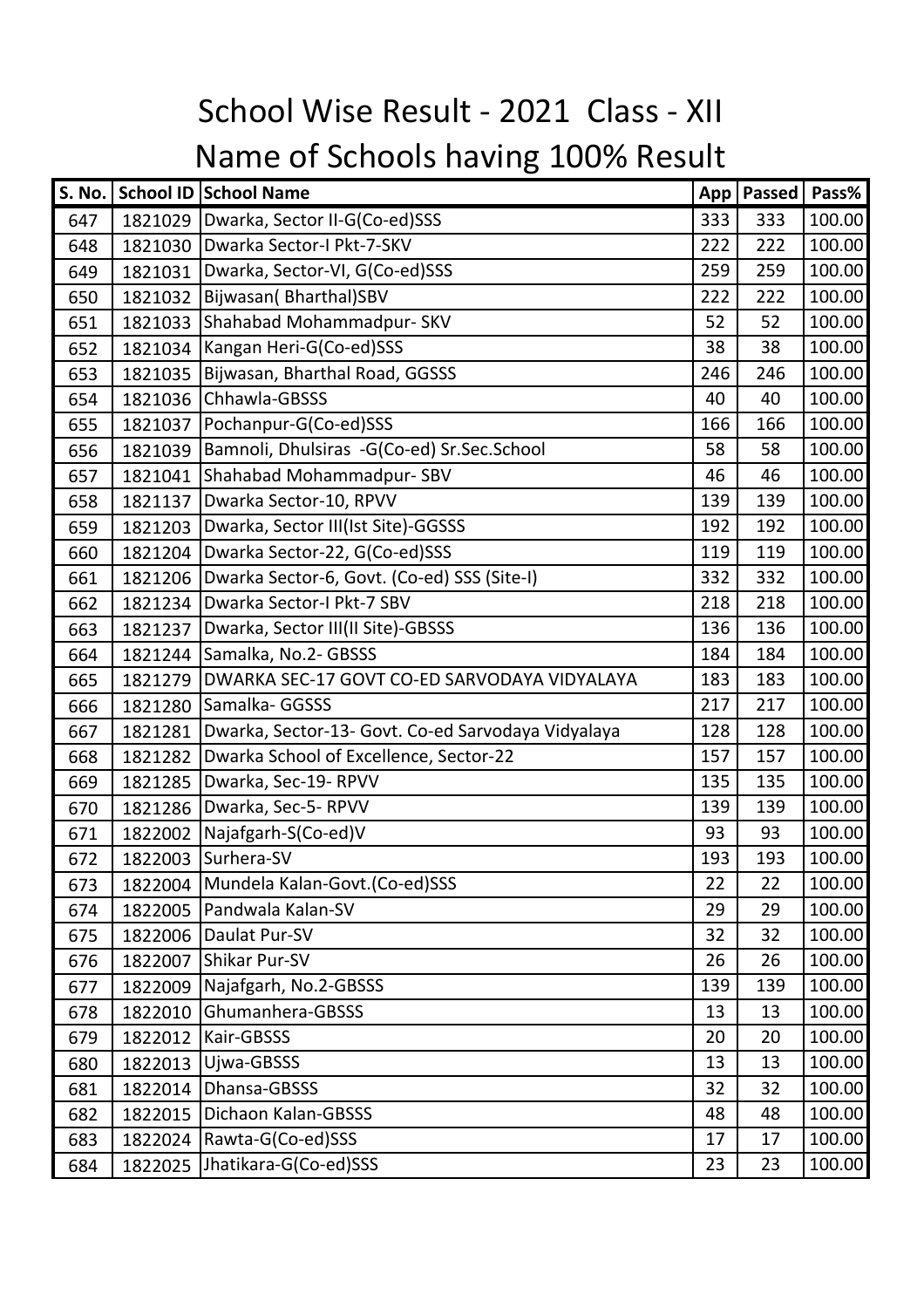# School Wise Result - 2021 Class - XII

## Name of Schools having 100% Result

| S. No. | School ID | School Name | App | Passed | Pass% |
|---|---|---|---|---|---|
| 647 | 1821029 | Dwarka, Sector II-G(Co-ed)SSS | 333 | 333 | 100.00 |
| 648 | 1821030 | Dwarka Sector-I Pkt-7-SKV | 222 | 222 | 100.00 |
| 649 | 1821031 | Dwarka, Sector-VI, G(Co-ed)SSS | 259 | 259 | 100.00 |
| 650 | 1821032 | Bijwasan( Bharthal)SBV | 222 | 222 | 100.00 |
| 651 | 1821033 | Shahabad Mohammadpur- SKV | 52 | 52 | 100.00 |
| 652 | 1821034 | Kangan Heri-G(Co-ed)SSS | 38 | 38 | 100.00 |
| 653 | 1821035 | Bijwasan, Bharthal Road, GGSSS | 246 | 246 | 100.00 |
| 654 | 1821036 | Chhawla-GBSSS | 40 | 40 | 100.00 |
| 655 | 1821037 | Pochanpur-G(Co-ed)SSS | 166 | 166 | 100.00 |
| 656 | 1821039 | Bamnoli, Dhulsiras -G(Co-ed) Sr.Sec.School | 58 | 58 | 100.00 |
| 657 | 1821041 | Shahabad Mohammadpur- SBV | 46 | 46 | 100.00 |
| 658 | 1821137 | Dwarka Sector-10, RPVV | 139 | 139 | 100.00 |
| 659 | 1821203 | Dwarka, Sector III(Ist Site)-GGSSS | 192 | 192 | 100.00 |
| 660 | 1821204 | Dwarka Sector-22, G(Co-ed)SSS | 119 | 119 | 100.00 |
| 661 | 1821206 | Dwarka Sector-6, Govt. (Co-ed) SSS (Site-I) | 332 | 332 | 100.00 |
| 662 | 1821234 | Dwarka Sector-I Pkt-7 SBV | 218 | 218 | 100.00 |
| 663 | 1821237 | Dwarka, Sector III(II Site)-GBSSS | 136 | 136 | 100.00 |
| 664 | 1821244 | Samalka, No.2- GBSSS | 184 | 184 | 100.00 |
| 665 | 1821279 | DWARKA SEC-17 GOVT CO-ED SARVODAYA VIDYALAYA | 183 | 183 | 100.00 |
| 666 | 1821280 | Samalka- GGSSS | 217 | 217 | 100.00 |
| 667 | 1821281 | Dwarka, Sector-13- Govt. Co-ed Sarvodaya Vidyalaya | 128 | 128 | 100.00 |
| 668 | 1821282 | Dwarka School of Excellence, Sector-22 | 157 | 157 | 100.00 |
| 669 | 1821285 | Dwarka, Sec-19- RPVV | 135 | 135 | 100.00 |
| 670 | 1821286 | Dwarka, Sec-5- RPVV | 139 | 139 | 100.00 |
| 671 | 1822002 | Najafgarh-S(Co-ed)V | 93 | 93 | 100.00 |
| 672 | 1822003 | Surhera-SV | 193 | 193 | 100.00 |
| 673 | 1822004 | Mundela Kalan-Govt.(Co-ed)SSS | 22 | 22 | 100.00 |
| 674 | 1822005 | Pandwala Kalan-SV | 29 | 29 | 100.00 |
| 675 | 1822006 | Daulat Pur-SV | 32 | 32 | 100.00 |
| 676 | 1822007 | Shikar Pur-SV | 26 | 26 | 100.00 |
| 677 | 1822009 | Najafgarh, No.2-GBSSS | 139 | 139 | 100.00 |
| 678 | 1822010 | Ghumanhera-GBSSS | 13 | 13 | 100.00 |
| 679 | 1822012 | Kair-GBSSS | 20 | 20 | 100.00 |
| 680 | 1822013 | Ujwa-GBSSS | 13 | 13 | 100.00 |
| 681 | 1822014 | Dhansa-GBSSS | 32 | 32 | 100.00 |
| 682 | 1822015 | Dichaon Kalan-GBSSS | 48 | 48 | 100.00 |
| 683 | 1822024 | Rawta-G(Co-ed)SSS | 17 | 17 | 100.00 |
| 684 | 1822025 | Jhatikara-G(Co-ed)SSS | 23 | 23 | 100.00 |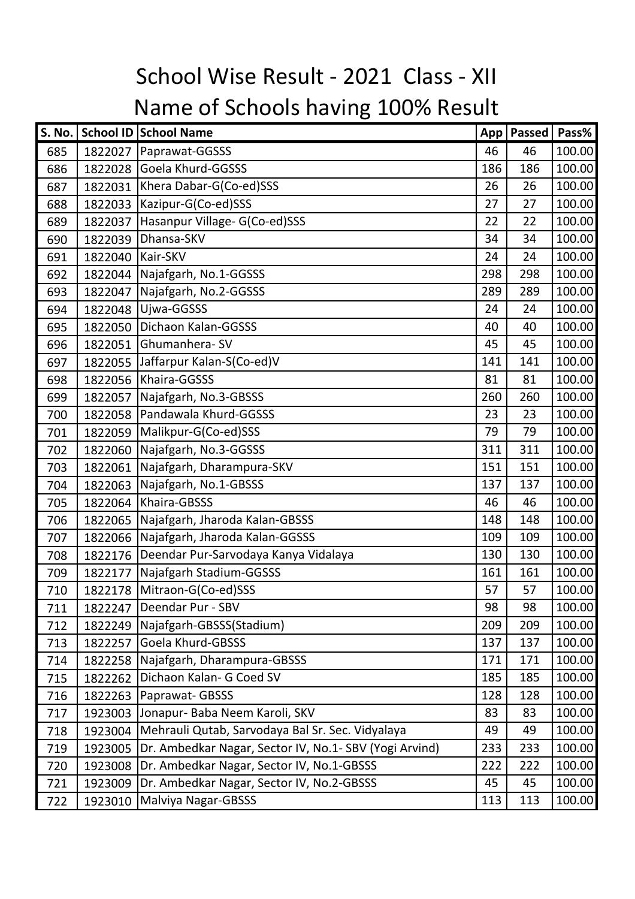# School Wise Result - 2021 Class - XII

## Name of Schools having 100% Result

| S. No. | School ID | School Name | App | Passed | Pass% |
|---|---|---|---|---|---|
| 685 | 1822027 | Paprawat-GGSSS | 46 | 46 | 100.00 |
| 686 | 1822028 | Goela Khurd-GGSSS | 186 | 186 | 100.00 |
| 687 | 1822031 | Khera Dabar-G(Co-ed)SSS | 26 | 26 | 100.00 |
| 688 | 1822033 | Kazipur-G(Co-ed)SSS | 27 | 27 | 100.00 |
| 689 | 1822037 | Hasanpur Village- G(Co-ed)SSS | 22 | 22 | 100.00 |
| 690 | 1822039 | Dhansa-SKV | 34 | 34 | 100.00 |
| 691 | 1822040 | Kair-SKV | 24 | 24 | 100.00 |
| 692 | 1822044 | Najafgarh, No.1-GGSSS | 298 | 298 | 100.00 |
| 693 | 1822047 | Najafgarh, No.2-GGSSS | 289 | 289 | 100.00 |
| 694 | 1822048 | Ujwa-GGSSS | 24 | 24 | 100.00 |
| 695 | 1822050 | Dichaon Kalan-GGSSS | 40 | 40 | 100.00 |
| 696 | 1822051 | Ghumanhera- SV | 45 | 45 | 100.00 |
| 697 | 1822055 | Jaffarpur Kalan-S(Co-ed)V | 141 | 141 | 100.00 |
| 698 | 1822056 | Khaira-GGSSS | 81 | 81 | 100.00 |
| 699 | 1822057 | Najafgarh, No.3-GBSSS | 260 | 260 | 100.00 |
| 700 | 1822058 | Pandawala Khurd-GGSSS | 23 | 23 | 100.00 |
| 701 | 1822059 | Malikpur-G(Co-ed)SSS | 79 | 79 | 100.00 |
| 702 | 1822060 | Najafgarh, No.3-GGSSS | 311 | 311 | 100.00 |
| 703 | 1822061 | Najafgarh, Dharampura-SKV | 151 | 151 | 100.00 |
| 704 | 1822063 | Najafgarh, No.1-GBSSS | 137 | 137 | 100.00 |
| 705 | 1822064 | Khaira-GBSSS | 46 | 46 | 100.00 |
| 706 | 1822065 | Najafgarh, Jharoda Kalan-GBSSS | 148 | 148 | 100.00 |
| 707 | 1822066 | Najafgarh, Jharoda Kalan-GGSSS | 109 | 109 | 100.00 |
| 708 | 1822176 | Deendar Pur-Sarvodaya Kanya Vidalaya | 130 | 130 | 100.00 |
| 709 | 1822177 | Najafgarh Stadium-GGSSS | 161 | 161 | 100.00 |
| 710 | 1822178 | Mitraon-G(Co-ed)SSS | 57 | 57 | 100.00 |
| 711 | 1822247 | Deendar Pur - SBV | 98 | 98 | 100.00 |
| 712 | 1822249 | Najafgarh-GBSSS(Stadium) | 209 | 209 | 100.00 |
| 713 | 1822257 | Goela Khurd-GBSSS | 137 | 137 | 100.00 |
| 714 | 1822258 | Najafgarh, Dharampura-GBSSS | 171 | 171 | 100.00 |
| 715 | 1822262 | Dichaon Kalan- G Coed SV | 185 | 185 | 100.00 |
| 716 | 1822263 | Paprawat- GBSSS | 128 | 128 | 100.00 |
| 717 | 1923003 | Jonapur- Baba Neem Karoli, SKV | 83 | 83 | 100.00 |
| 718 | 1923004 | Mehrauli Qutab, Sarvodaya Bal Sr. Sec. Vidyalaya | 49 | 49 | 100.00 |
| 719 | 1923005 | Dr. Ambedkar Nagar, Sector IV, No.1- SBV (Yogi Arvind) | 233 | 233 | 100.00 |
| 720 | 1923008 | Dr. Ambedkar Nagar, Sector IV, No.1-GBSSS | 222 | 222 | 100.00 |
| 721 | 1923009 | Dr. Ambedkar Nagar, Sector IV, No.2-GBSSS | 45 | 45 | 100.00 |
| 722 | 1923010 | Malviya Nagar-GBSSS | 113 | 113 | 100.00 |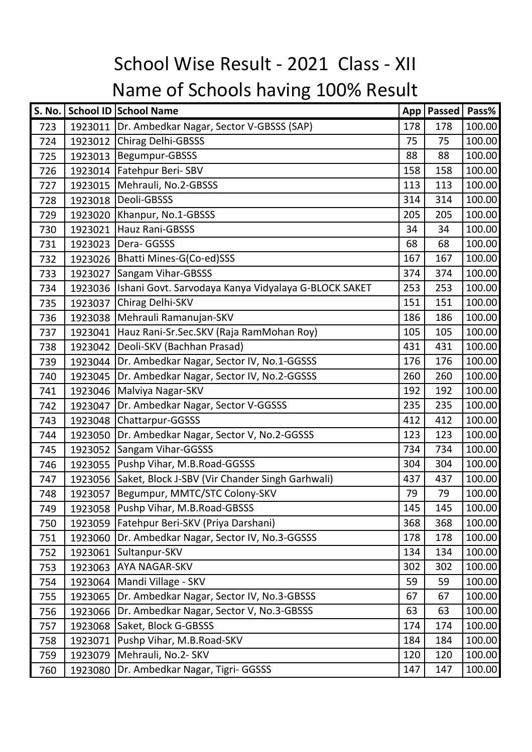# School Wise Result - 2021 Class - XII

## Name of Schools having 100% Result

| S. No. | School ID | School Name | App | Passed | Pass% |
|---|---|---|---|---|---|
| 723 | 1923011 | Dr. Ambedkar Nagar, Sector V-GBSSS (SAP) | 178 | 178 | 100.00 |
| 724 | 1923012 | Chirag Delhi-GBSSS | 75 | 75 | 100.00 |
| 725 | 1923013 | Begumpur-GBSSS | 88 | 88 | 100.00 |
| 726 | 1923014 | Fatehpur Beri- SBV | 158 | 158 | 100.00 |
| 727 | 1923015 | Mehrauli, No.2-GBSSS | 113 | 113 | 100.00 |
| 728 | 1923018 | Deoli-GBSSS | 314 | 314 | 100.00 |
| 729 | 1923020 | Khanpur, No.1-GBSSS | 205 | 205 | 100.00 |
| 730 | 1923021 | Hauz Rani-GBSSS | 34 | 34 | 100.00 |
| 731 | 1923023 | Dera- GGSSS | 68 | 68 | 100.00 |
| 732 | 1923026 | Bhatti Mines-G(Co-ed)SSS | 167 | 167 | 100.00 |
| 733 | 1923027 | Sangam Vihar-GBSSS | 374 | 374 | 100.00 |
| 734 | 1923036 | Ishani Govt. Sarvodaya Kanya Vidyalaya G-BLOCK SAKET | 253 | 253 | 100.00 |
| 735 | 1923037 | Chirag Delhi-SKV | 151 | 151 | 100.00 |
| 736 | 1923038 | Mehrauli Ramanujan-SKV | 186 | 186 | 100.00 |
| 737 | 1923041 | Hauz Rani-Sr.Sec.SKV (Raja RamMohan Roy) | 105 | 105 | 100.00 |
| 738 | 1923042 | Deoli-SKV (Bachhan Prasad) | 431 | 431 | 100.00 |
| 739 | 1923044 | Dr. Ambedkar Nagar, Sector IV, No.1-GGSSS | 176 | 176 | 100.00 |
| 740 | 1923045 | Dr. Ambedkar Nagar, Sector IV, No.2-GGSSS | 260 | 260 | 100.00 |
| 741 | 1923046 | Malviya Nagar-SKV | 192 | 192 | 100.00 |
| 742 | 1923047 | Dr. Ambedkar Nagar, Sector V-GGSSS | 235 | 235 | 100.00 |
| 743 | 1923048 | Chattarpur-GGSSS | 412 | 412 | 100.00 |
| 744 | 1923050 | Dr. Ambedkar Nagar, Sector V, No.2-GGSSS | 123 | 123 | 100.00 |
| 745 | 1923052 | Sangam Vihar-GGSSS | 734 | 734 | 100.00 |
| 746 | 1923055 | Pushp Vihar, M.B.Road-GGSSS | 304 | 304 | 100.00 |
| 747 | 1923056 | Saket, Block J-SBV (Vir Chander Singh Garhwali) | 437 | 437 | 100.00 |
| 748 | 1923057 | Begumpur, MMTC/STC Colony-SKV | 79 | 79 | 100.00 |
| 749 | 1923058 | Pushp Vihar, M.B.Road-GBSSS | 145 | 145 | 100.00 |
| 750 | 1923059 | Fatehpur Beri-SKV (Priya Darshani) | 368 | 368 | 100.00 |
| 751 | 1923060 | Dr. Ambedkar Nagar, Sector IV, No.3-GGSSS | 178 | 178 | 100.00 |
| 752 | 1923061 | Sultanpur-SKV | 134 | 134 | 100.00 |
| 753 | 1923063 | AYA NAGAR-SKV | 302 | 302 | 100.00 |
| 754 | 1923064 | Mandi Village - SKV | 59 | 59 | 100.00 |
| 755 | 1923065 | Dr. Ambedkar Nagar, Sector IV, No.3-GBSSS | 67 | 67 | 100.00 |
| 756 | 1923066 | Dr. Ambedkar Nagar, Sector V, No.3-GBSSS | 63 | 63 | 100.00 |
| 757 | 1923068 | Saket, Block G-GBSSS | 174 | 174 | 100.00 |
| 758 | 1923071 | Pushp Vihar, M.B.Road-SKV | 184 | 184 | 100.00 |
| 759 | 1923079 | Mehrauli, No.2- SKV | 120 | 120 | 100.00 |
| 760 | 1923080 | Dr. Ambedkar Nagar, Tigri- GGSSS | 147 | 147 | 100.00 |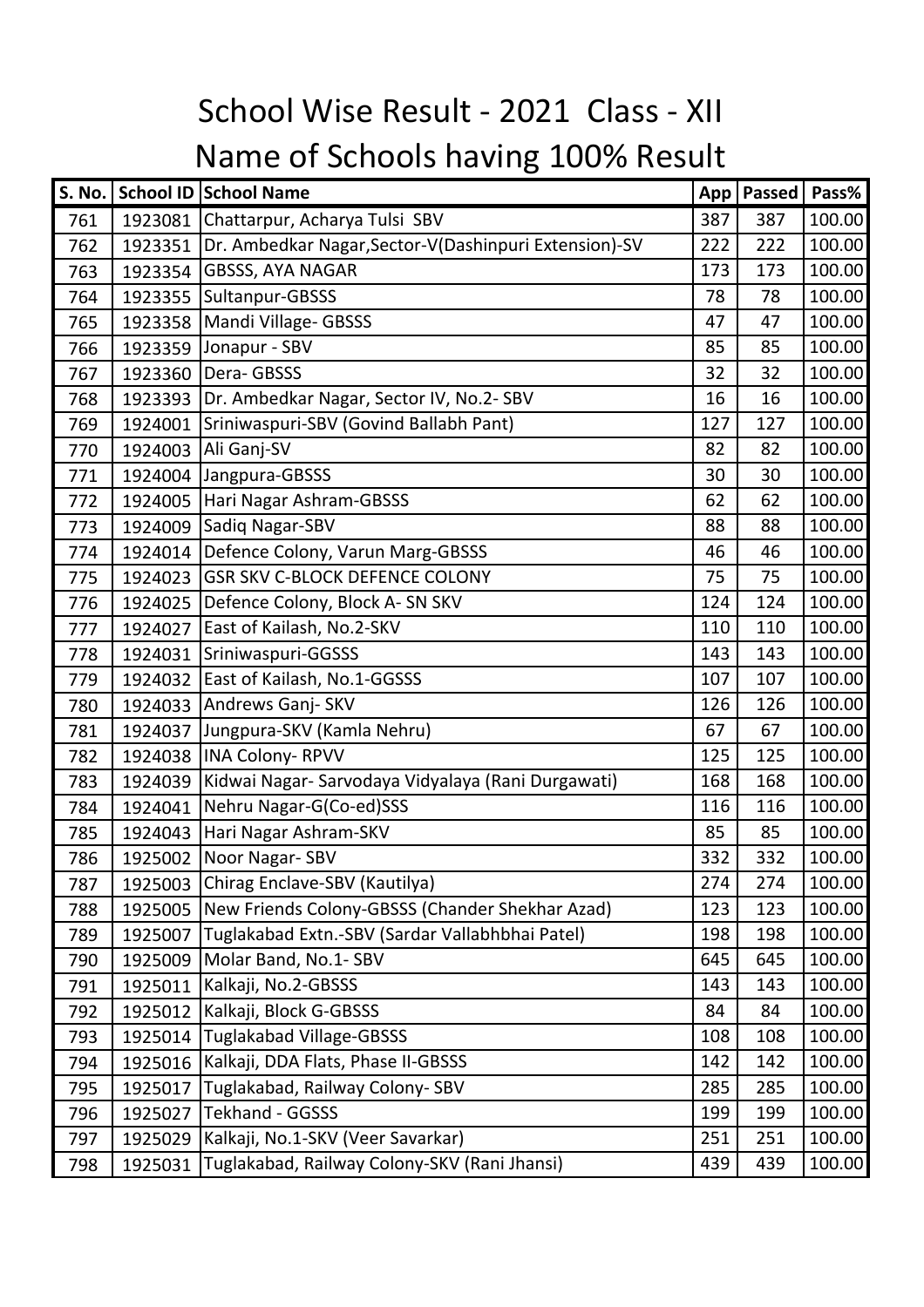# School Wise Result - 2021 Class - XII

# Name of Schools having 100% Result

| S. No. | School ID | School Name | App | Passed | Pass% |
|---|---|---|---|---|---|
| 761 | 1923081 | Chattarpur, Acharya Tulsi SBV | 387 | 387 | 100.00 |
| 762 | 1923351 | Dr. Ambedkar Nagar,Sector-V(Dashinpuri Extension)-SV | 222 | 222 | 100.00 |
| 763 | 1923354 | GBSSS, AYA NAGAR | 173 | 173 | 100.00 |
| 764 | 1923355 | Sultanpur-GBSSS | 78 | 78 | 100.00 |
| 765 | 1923358 | Mandi Village- GBSSS | 47 | 47 | 100.00 |
| 766 | 1923359 | Jonapur - SBV | 85 | 85 | 100.00 |
| 767 | 1923360 | Dera- GBSSS | 32 | 32 | 100.00 |
| 768 | 1923393 | Dr. Ambedkar Nagar, Sector IV, No.2- SBV | 16 | 16 | 100.00 |
| 769 | 1924001 | Sriniwaspuri-SBV (Govind Ballabh Pant) | 127 | 127 | 100.00 |
| 770 | 1924003 | Ali Ganj-SV | 82 | 82 | 100.00 |
| 771 | 1924004 | Jangpura-GBSSS | 30 | 30 | 100.00 |
| 772 | 1924005 | Hari Nagar Ashram-GBSSS | 62 | 62 | 100.00 |
| 773 | 1924009 | Sadiq Nagar-SBV | 88 | 88 | 100.00 |
| 774 | 1924014 | Defence Colony, Varun Marg-GBSSS | 46 | 46 | 100.00 |
| 775 | 1924023 | GSR SKV C-BLOCK DEFENCE COLONY | 75 | 75 | 100.00 |
| 776 | 1924025 | Defence Colony, Block A- SN SKV | 124 | 124 | 100.00 |
| 777 | 1924027 | East of Kailash, No.2-SKV | 110 | 110 | 100.00 |
| 778 | 1924031 | Sriniwaspuri-GGSSS | 143 | 143 | 100.00 |
| 779 | 1924032 | East of Kailash, No.1-GGSSS | 107 | 107 | 100.00 |
| 780 | 1924033 | Andrews Ganj- SKV | 126 | 126 | 100.00 |
| 781 | 1924037 | Jungpura-SKV (Kamla Nehru) | 67 | 67 | 100.00 |
| 782 | 1924038 | INA Colony- RPVV | 125 | 125 | 100.00 |
| 783 | 1924039 | Kidwai Nagar- Sarvodaya Vidyalaya (Rani Durgawati) | 168 | 168 | 100.00 |
| 784 | 1924041 | Nehru Nagar-G(Co-ed)SSS | 116 | 116 | 100.00 |
| 785 | 1924043 | Hari Nagar Ashram-SKV | 85 | 85 | 100.00 |
| 786 | 1925002 | Noor Nagar- SBV | 332 | 332 | 100.00 |
| 787 | 1925003 | Chirag Enclave-SBV (Kautilya) | 274 | 274 | 100.00 |
| 788 | 1925005 | New Friends Colony-GBSSS (Chander Shekhar Azad) | 123 | 123 | 100.00 |
| 789 | 1925007 | Tuglakabad Extn.-SBV (Sardar Vallabhbhai Patel) | 198 | 198 | 100.00 |
| 790 | 1925009 | Molar Band, No.1- SBV | 645 | 645 | 100.00 |
| 791 | 1925011 | Kalkaji, No.2-GBSSS | 143 | 143 | 100.00 |
| 792 | 1925012 | Kalkaji, Block G-GBSSS | 84 | 84 | 100.00 |
| 793 | 1925014 | Tuglakabad Village-GBSSS | 108 | 108 | 100.00 |
| 794 | 1925016 | Kalkaji, DDA Flats, Phase II-GBSSS | 142 | 142 | 100.00 |
| 795 | 1925017 | Tuglakabad, Railway Colony- SBV | 285 | 285 | 100.00 |
| 796 | 1925027 | Tekhand - GGSSS | 199 | 199 | 100.00 |
| 797 | 1925029 | Kalkaji, No.1-SKV (Veer Savarkar) | 251 | 251 | 100.00 |
| 798 | 1925031 | Tuglakabad, Railway Colony-SKV (Rani Jhansi) | 439 | 439 | 100.00 |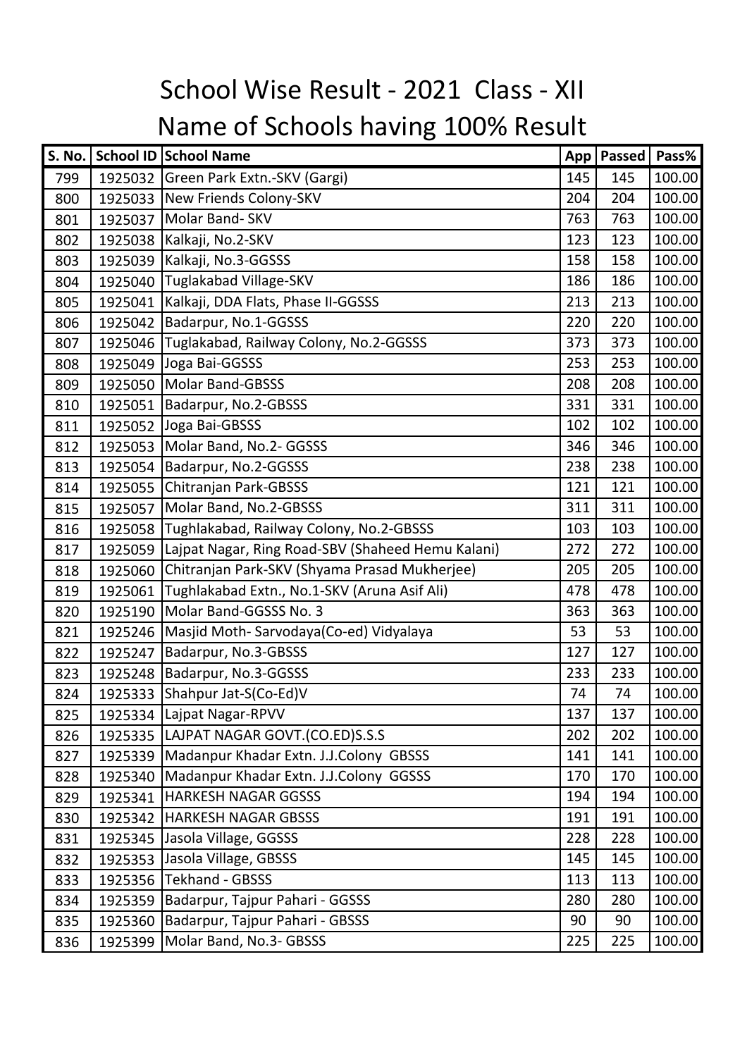# School Wise Result - 2021 Class - XII

## Name of Schools having 100% Result

| S. No. | School ID | School Name | App | Passed | Pass% |
|---|---|---|---|---|---|
| 799 | 1925032 | Green Park Extn.-SKV (Gargi) | 145 | 145 | 100.00 |
| 800 | 1925033 | New Friends Colony-SKV | 204 | 204 | 100.00 |
| 801 | 1925037 | Molar Band- SKV | 763 | 763 | 100.00 |
| 802 | 1925038 | Kalkaji, No.2-SKV | 123 | 123 | 100.00 |
| 803 | 1925039 | Kalkaji, No.3-GGSSS | 158 | 158 | 100.00 |
| 804 | 1925040 | Tuglakabad Village-SKV | 186 | 186 | 100.00 |
| 805 | 1925041 | Kalkaji, DDA Flats, Phase II-GGSSS | 213 | 213 | 100.00 |
| 806 | 1925042 | Badarpur, No.1-GGSSS | 220 | 220 | 100.00 |
| 807 | 1925046 | Tuglakabad, Railway Colony, No.2-GGSSS | 373 | 373 | 100.00 |
| 808 | 1925049 | Joga Bai-GGSSS | 253 | 253 | 100.00 |
| 809 | 1925050 | Molar Band-GBSSS | 208 | 208 | 100.00 |
| 810 | 1925051 | Badarpur, No.2-GBSSS | 331 | 331 | 100.00 |
| 811 | 1925052 | Joga Bai-GBSSS | 102 | 102 | 100.00 |
| 812 | 1925053 | Molar Band, No.2- GGSSS | 346 | 346 | 100.00 |
| 813 | 1925054 | Badarpur, No.2-GGSSS | 238 | 238 | 100.00 |
| 814 | 1925055 | Chitranjan Park-GBSSS | 121 | 121 | 100.00 |
| 815 | 1925057 | Molar Band, No.2-GBSSS | 311 | 311 | 100.00 |
| 816 | 1925058 | Tughlakabad, Railway Colony, No.2-GBSSS | 103 | 103 | 100.00 |
| 817 | 1925059 | Lajpat Nagar, Ring Road-SBV (Shaheed Hemu Kalani) | 272 | 272 | 100.00 |
| 818 | 1925060 | Chitranjan Park-SKV (Shyama Prasad Mukherjee) | 205 | 205 | 100.00 |
| 819 | 1925061 | Tughlakabad Extn., No.1-SKV (Aruna Asif Ali) | 478 | 478 | 100.00 |
| 820 | 1925190 | Molar Band-GGSSS No. 3 | 363 | 363 | 100.00 |
| 821 | 1925246 | Masjid Moth- Sarvodaya(Co-ed) Vidyalaya | 53 | 53 | 100.00 |
| 822 | 1925247 | Badarpur, No.3-GBSSS | 127 | 127 | 100.00 |
| 823 | 1925248 | Badarpur, No.3-GGSSS | 233 | 233 | 100.00 |
| 824 | 1925333 | Shahpur Jat-S(Co-Ed)V | 74 | 74 | 100.00 |
| 825 | 1925334 | Lajpat Nagar-RPVV | 137 | 137 | 100.00 |
| 826 | 1925335 | LAJPAT NAGAR GOVT.(CO.ED)S.S.S | 202 | 202 | 100.00 |
| 827 | 1925339 | Madanpur Khadar Extn. J.J.Colony GBSSS | 141 | 141 | 100.00 |
| 828 | 1925340 | Madanpur Khadar Extn. J.J.Colony GGSSS | 170 | 170 | 100.00 |
| 829 | 1925341 | HARKESH NAGAR GGSSS | 194 | 194 | 100.00 |
| 830 | 1925342 | HARKESH NAGAR GBSSS | 191 | 191 | 100.00 |
| 831 | 1925345 | Jasola Village, GGSSS | 228 | 228 | 100.00 |
| 832 | 1925353 | Jasola Village, GBSSS | 145 | 145 | 100.00 |
| 833 | 1925356 | Tekhand - GBSSS | 113 | 113 | 100.00 |
| 834 | 1925359 | Badarpur, Tajpur Pahari - GGSSS | 280 | 280 | 100.00 |
| 835 | 1925360 | Badarpur, Tajpur Pahari - GBSSS | 90 | 90 | 100.00 |
| 836 | 1925399 | Molar Band, No.3- GBSSS | 225 | 225 | 100.00 |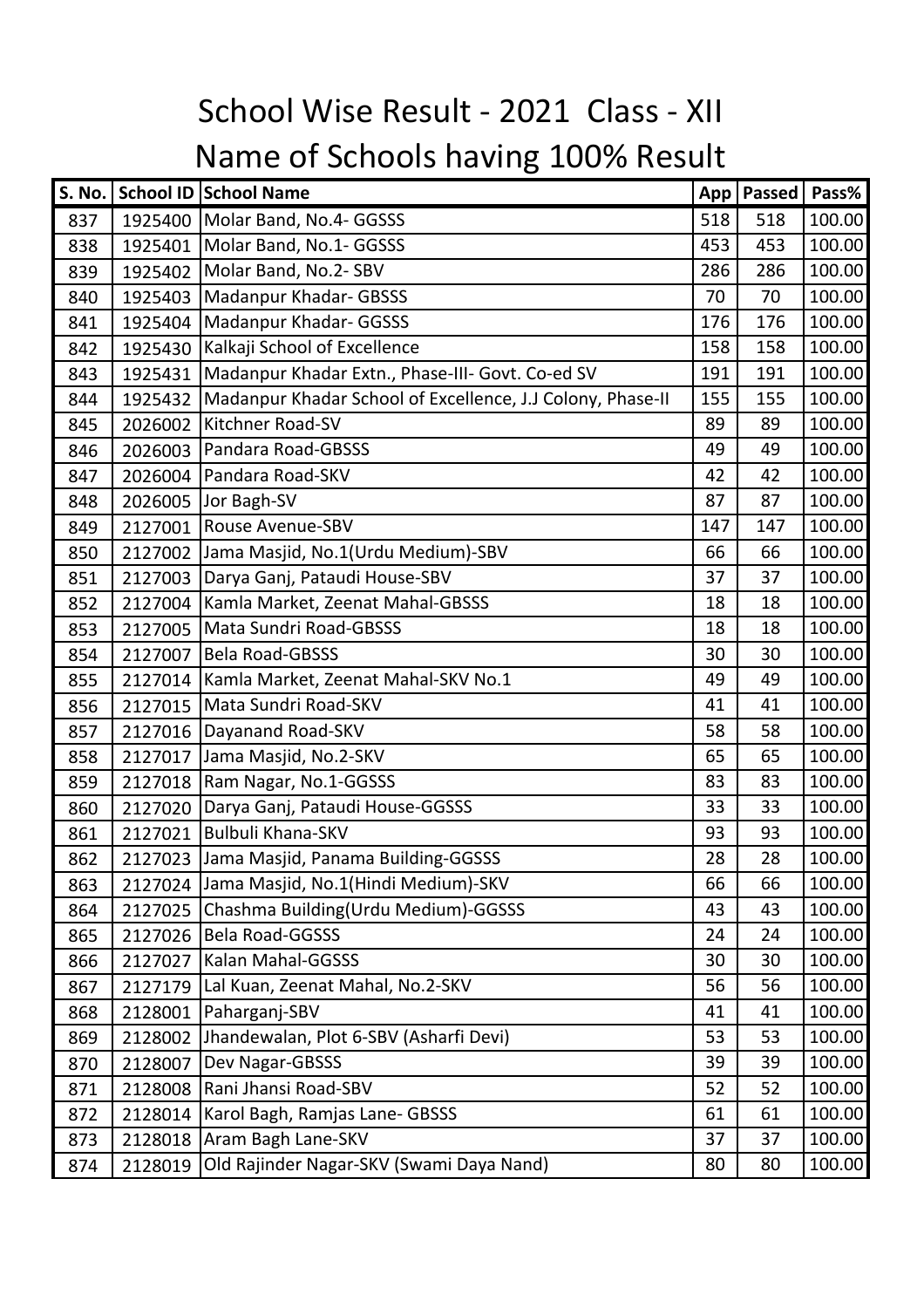# School Wise Result - 2021 Class - XII

## Name of Schools having 100% Result

| S. No. | School ID | School Name | App | Passed | Pass% |
|---|---|---|---|---|---|
| 837 | 1925400 | Molar Band, No.4- GGSSS | 518 | 518 | 100.00 |
| 838 | 1925401 | Molar Band, No.1- GGSSS | 453 | 453 | 100.00 |
| 839 | 1925402 | Molar Band, No.2- SBV | 286 | 286 | 100.00 |
| 840 | 1925403 | Madanpur Khadar- GBSSS | 70 | 70 | 100.00 |
| 841 | 1925404 | Madanpur Khadar- GGSSS | 176 | 176 | 100.00 |
| 842 | 1925430 | Kalkaji School of Excellence | 158 | 158 | 100.00 |
| 843 | 1925431 | Madanpur Khadar Extn., Phase-III- Govt. Co-ed SV | 191 | 191 | 100.00 |
| 844 | 1925432 | Madanpur Khadar School of Excellence, J.J Colony, Phase-II | 155 | 155 | 100.00 |
| 845 | 2026002 | Kitchner Road-SV | 89 | 89 | 100.00 |
| 846 | 2026003 | Pandara Road-GBSSS | 49 | 49 | 100.00 |
| 847 | 2026004 | Pandara Road-SKV | 42 | 42 | 100.00 |
| 848 | 2026005 | Jor Bagh-SV | 87 | 87 | 100.00 |
| 849 | 2127001 | Rouse Avenue-SBV | 147 | 147 | 100.00 |
| 850 | 2127002 | Jama Masjid, No.1(Urdu Medium)-SBV | 66 | 66 | 100.00 |
| 851 | 2127003 | Darya Ganj, Pataudi House-SBV | 37 | 37 | 100.00 |
| 852 | 2127004 | Kamla Market, Zeenat Mahal-GBSSS | 18 | 18 | 100.00 |
| 853 | 2127005 | Mata Sundri Road-GBSSS | 18 | 18 | 100.00 |
| 854 | 2127007 | Bela Road-GBSSS | 30 | 30 | 100.00 |
| 855 | 2127014 | Kamla Market, Zeenat Mahal-SKV No.1 | 49 | 49 | 100.00 |
| 856 | 2127015 | Mata Sundri Road-SKV | 41 | 41 | 100.00 |
| 857 | 2127016 | Dayanand Road-SKV | 58 | 58 | 100.00 |
| 858 | 2127017 | Jama Masjid, No.2-SKV | 65 | 65 | 100.00 |
| 859 | 2127018 | Ram Nagar, No.1-GGSSS | 83 | 83 | 100.00 |
| 860 | 2127020 | Darya Ganj, Pataudi House-GGSSS | 33 | 33 | 100.00 |
| 861 | 2127021 | Bulbuli Khana-SKV | 93 | 93 | 100.00 |
| 862 | 2127023 | Jama Masjid, Panama Building-GGSSS | 28 | 28 | 100.00 |
| 863 | 2127024 | Jama Masjid, No.1(Hindi Medium)-SKV | 66 | 66 | 100.00 |
| 864 | 2127025 | Chashma Building(Urdu Medium)-GGSSS | 43 | 43 | 100.00 |
| 865 | 2127026 | Bela Road-GGSSS | 24 | 24 | 100.00 |
| 866 | 2127027 | Kalan Mahal-GGSSS | 30 | 30 | 100.00 |
| 867 | 2127179 | Lal Kuan, Zeenat Mahal, No.2-SKV | 56 | 56 | 100.00 |
| 868 | 2128001 | Paharganj-SBV | 41 | 41 | 100.00 |
| 869 | 2128002 | Jhandewalan, Plot 6-SBV (Asharfi Devi) | 53 | 53 | 100.00 |
| 870 | 2128007 | Dev Nagar-GBSSS | 39 | 39 | 100.00 |
| 871 | 2128008 | Rani Jhansi Road-SBV | 52 | 52 | 100.00 |
| 872 | 2128014 | Karol Bagh, Ramjas Lane- GBSSS | 61 | 61 | 100.00 |
| 873 | 2128018 | Aram Bagh Lane-SKV | 37 | 37 | 100.00 |
| 874 | 2128019 | Old Rajinder Nagar-SKV (Swami Daya Nand) | 80 | 80 | 100.00 |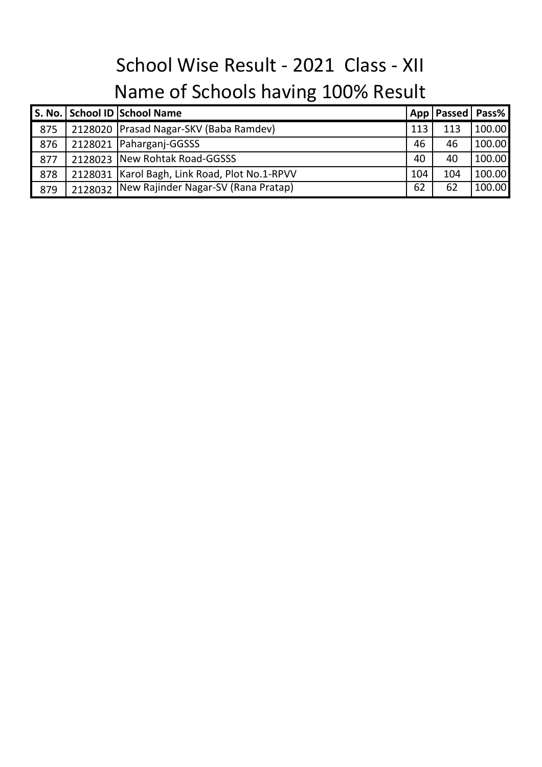# School Wise Result - 2021 Class - XII

## Name of Schools having 100% Result

| S. No. | School ID | School Name | App | Passed | Pass% |
|---|---|---|---|---|---|
| 875 | 2128020 | Prasad Nagar-SKV (Baba Ramdev) | 113 | 113 | 100.00 |
| 876 | 2128021 | Paharganj-GGSSS | 46 | 46 | 100.00 |
| 877 | 2128023 | New Rohtak Road-GGSSS | 40 | 40 | 100.00 |
| 878 | 2128031 | Karol Bagh, Link Road, Plot No.1-RPVV | 104 | 104 | 100.00 |
| 879 | 2128032 | New Rajinder Nagar-SV (Rana Pratap) | 62 | 62 | 100.00 |